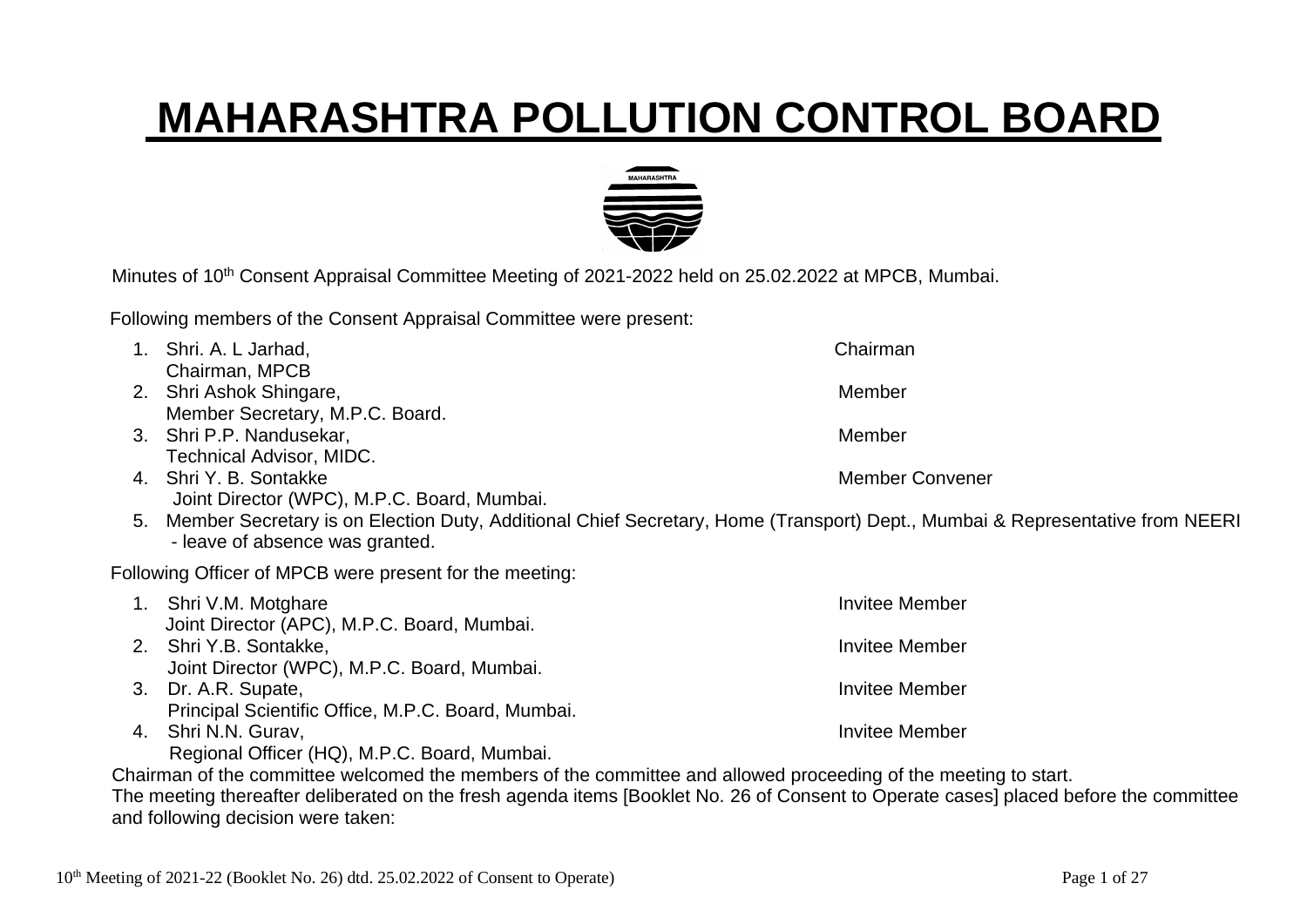# MAHARASHTRA POLLUTION CONTROL BOARD

Minutes of 10th Consent Appraisal Committee Meeting of 2021-2022 held on 25.02.2022 at MPCB, Mumbai.

Following members of the Consent Appraisal Committee were present:

1. Shri. A. L Jarhad, — Chairman
   Chairman, MPCB
2. Shri Ashok Shingare, — Member
   Member Secretary, M.P.C. Board.
3. Shri P.P. Nandusekar, — Member
   Technical Advisor, MIDC.
4. Shri Y. B. Sontakke — Member Convener
   Joint Director (WPC), M.P.C. Board, Mumbai.
5. Member Secretary is on Election Duty, Additional Chief Secretary, Home (Transport) Dept., Mumbai & Representative from NEERI - leave of absence was granted.

Following Officer of MPCB were present for the meeting:

1. Shri V.M. Motghare — Invitee Member
   Joint Director (APC), M.P.C. Board, Mumbai.
2. Shri Y.B. Sontakke, — Invitee Member
   Joint Director (WPC), M.P.C. Board, Mumbai.
3. Dr. A.R. Supate, — Invitee Member
   Principal Scientific Office, M.P.C. Board, Mumbai.
4. Shri N.N. Gurav, — Invitee Member
   Regional Officer (HQ), M.P.C. Board, Mumbai.

Chairman of the committee welcomed the members of the committee and allowed proceeding of the meeting to start.

The meeting thereafter deliberated on the fresh agenda items [Booklet No. 26 of Consent to Operate cases] placed before the committee and following decision were taken: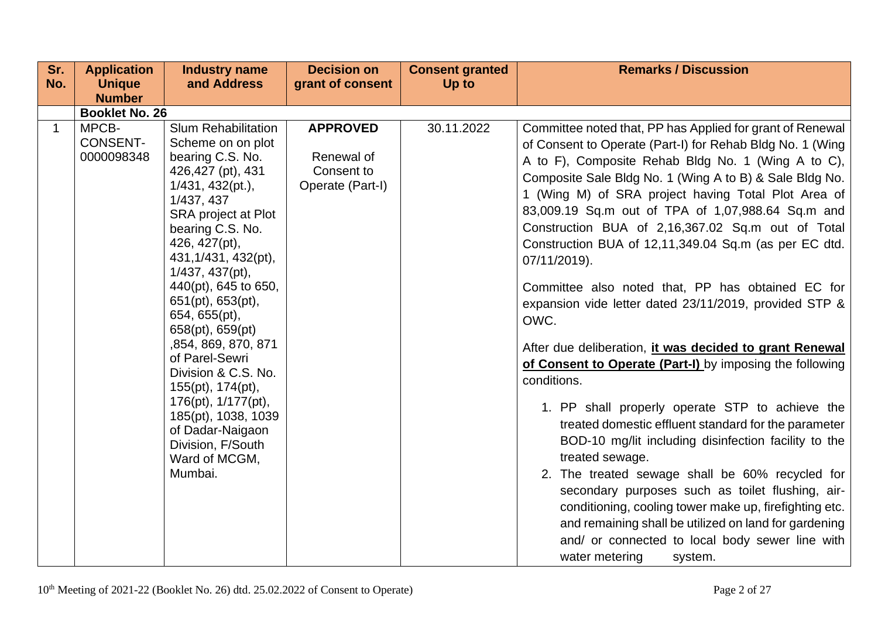| Sr. No. | Application Unique Number | Industry name and Address | Decision on grant of consent | Consent granted Up to | Remarks / Discussion |
|---|---|---|---|---|---|
| | **Booklet No. 26** | | | | |
| 1 | MPCB-CONSENT-0000098348 | Slum Rehabilitation Scheme on on plot bearing C.S. No. 426,427 (pt), 431 1/431, 432(pt.), 1/437, 437 SRA project at Plot bearing C.S. No. 426, 427(pt), 431,1/431, 432(pt), 1/437, 437(pt), 440(pt), 645 to 650, 651(pt), 653(pt), 654, 655(pt), 658(pt), 659(pt) ,854, 869, 870, 871 of Parel-Sewri Division & C.S. No. 155(pt), 174(pt), 176(pt), 1/177(pt), 185(pt), 1038, 1039 of Dadar-Naigaon Division, F/South Ward of MCGM, Mumbai. | **APPROVED** Renewal of Consent to Operate (Part-I) | 30.11.2022 | Committee noted that, PP has Applied for grant of Renewal of Consent to Operate (Part-I) for Rehab Bldg No. 1 (Wing A to F), Composite Rehab Bldg No. 1 (Wing A to C), Composite Sale Bldg No. 1 (Wing A to B) & Sale Bldg No. 1 (Wing M) of SRA project having Total Plot Area of 83,009.19 Sq.m out of TPA of 1,07,988.64 Sq.m and Construction BUA of 2,16,367.02 Sq.m out of Total Construction BUA of 12,11,349.04 Sq.m (as per EC dtd. 07/11/2019).<br><br>Committee also noted that, PP has obtained EC for expansion vide letter dated 23/11/2019, provided STP & OWC.<br><br>After due deliberation, **it was decided to grant Renewal of Consent to Operate (Part-I)** by imposing the following conditions.<br><br>1. PP shall properly operate STP to achieve the treated domestic effluent standard for the parameter BOD-10 mg/lit including disinfection facility to the treated sewage.<br>2. The treated sewage shall be 60% recycled for secondary purposes such as toilet flushing, air-conditioning, cooling tower make up, firefighting etc. and remaining shall be utilized on land for gardening and/ or connected to local body sewer line with water metering system. |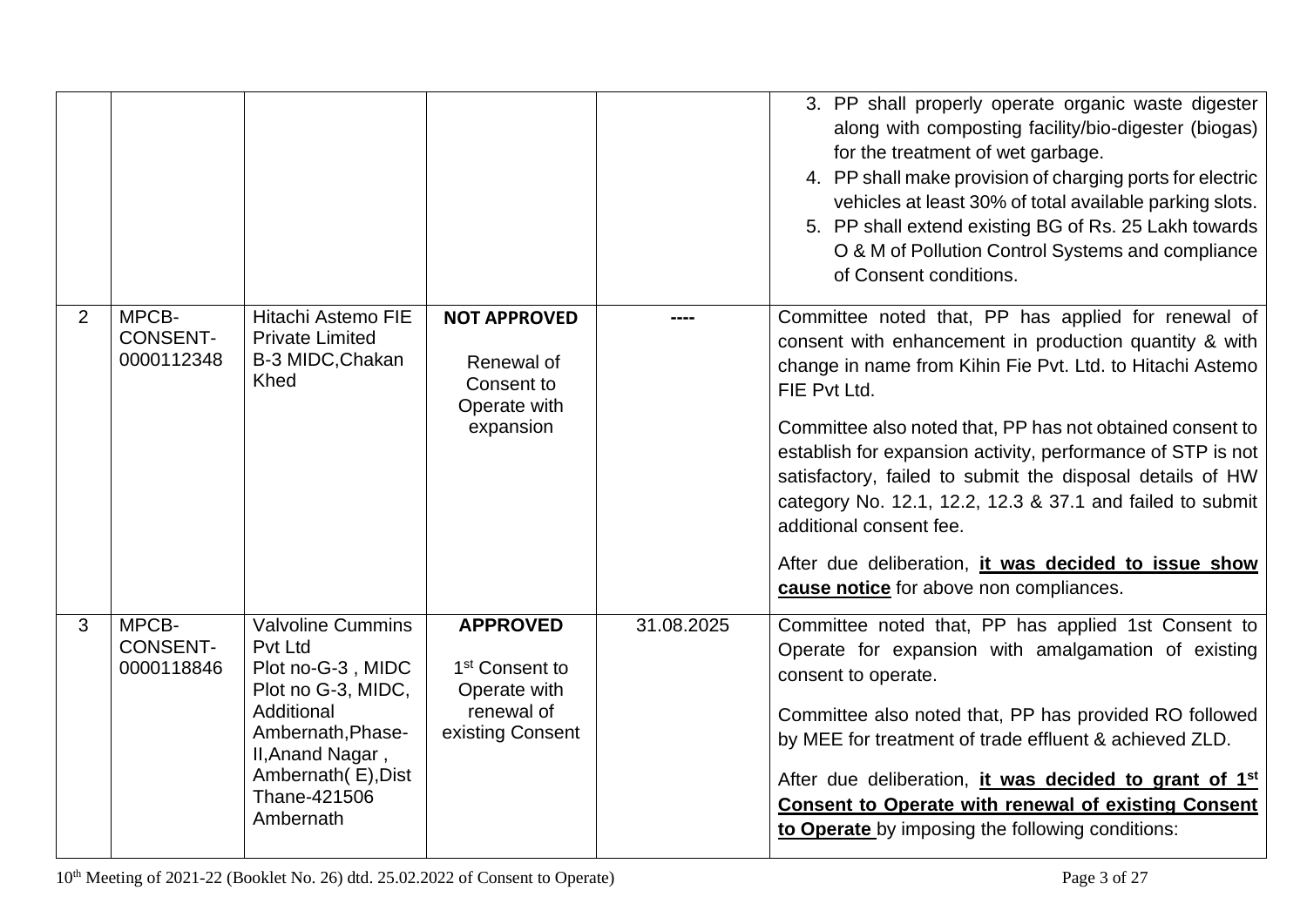| | | | | | |
|---|---|---|---|---|---|
| | | | | | 3. PP shall properly operate organic waste digester along with composting facility/bio-digester (biogas) for the treatment of wet garbage.<br>4. PP shall make provision of charging ports for electric vehicles at least 30% of total available parking slots.<br>5. PP shall extend existing BG of Rs. 25 Lakh towards O & M of Pollution Control Systems and compliance of Consent conditions. |
| 2 | MPCB-CONSENT-0000112348 | Hitachi Astemo FIE Private Limited B-3 MIDC,Chakan Khed | **NOT APPROVED**<br><br>Renewal of Consent to Operate with expansion | ---- | Committee noted that, PP has applied for renewal of consent with enhancement in production quantity & with change in name from Kihin Fie Pvt. Ltd. to Hitachi Astemo FIE Pvt Ltd.<br><br>Committee also noted that, PP has not obtained consent to establish for expansion activity, performance of STP is not satisfactory, failed to submit the disposal details of HW category No. 12.1, 12.2, 12.3 & 37.1 and failed to submit additional consent fee.<br><br>After due deliberation, **it was decided to issue show cause notice** for above non compliances. |
| 3 | MPCB-CONSENT-0000118846 | Valvoline Cummins Pvt Ltd Plot no-G-3 , MIDC Plot no G-3, MIDC, Additional Ambernath,Phase-II,Anand Nagar , Ambernath( E),Dist Thane-421506 Ambernath | **APPROVED**<br><br>1st Consent to Operate with renewal of existing Consent | 31.08.2025 | Committee noted that, PP has applied 1st Consent to Operate for expansion with amalgamation of existing consent to operate.<br><br>Committee also noted that, PP has provided RO followed by MEE for treatment of trade effluent & achieved ZLD.<br><br>After due deliberation, **it was decided to grant of 1st Consent to Operate with renewal of existing Consent to Operate** by imposing the following conditions: |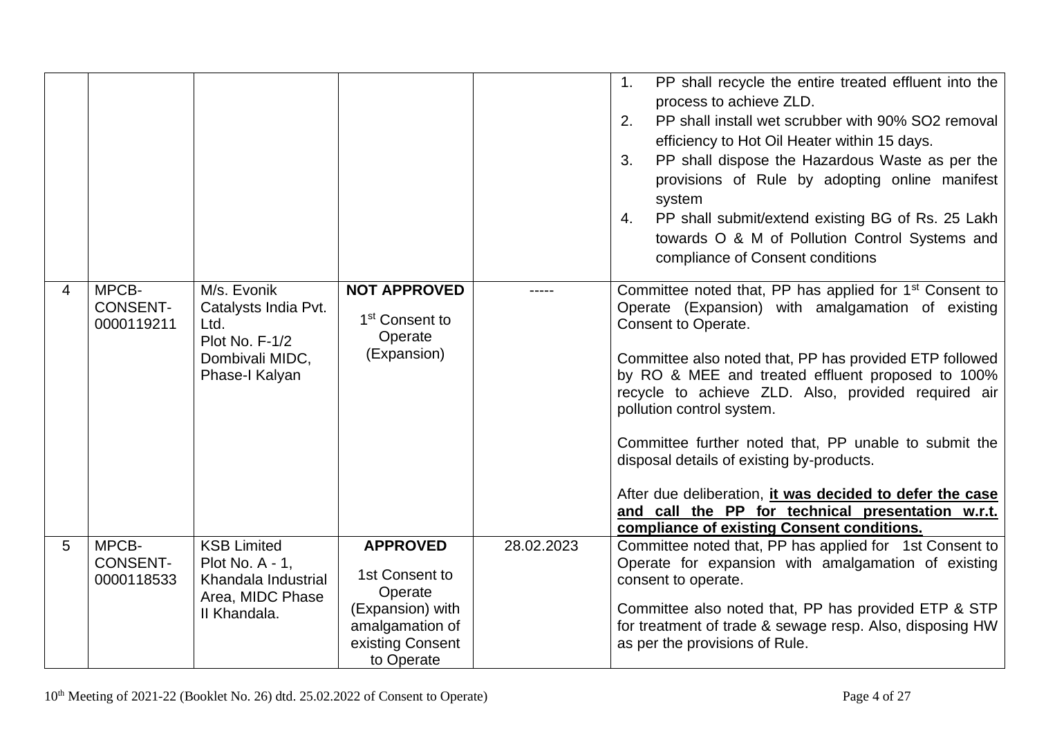| | | | | | |
|---|---|---|---|---|---|
| | | | | | 1. PP shall recycle the entire treated effluent into the process to achieve ZLD.<br>2. PP shall install wet scrubber with 90% SO2 removal efficiency to Hot Oil Heater within 15 days.<br>3. PP shall dispose the Hazardous Waste as per the provisions of Rule by adopting online manifest system<br>4. PP shall submit/extend existing BG of Rs. 25 Lakh towards O & M of Pollution Control Systems and compliance of Consent conditions |
| 4 | MPCB-CONSENT-0000119211 | M/s. Evonik Catalysts India Pvt. Ltd.<br>Plot No. F-1/2 Dombivali MIDC, Phase-I Kalyan | **NOT APPROVED**<br>1st Consent to Operate (Expansion) | ----- | Committee noted that, PP has applied for 1st Consent to Operate (Expansion) with amalgamation of existing Consent to Operate.<br><br>Committee also noted that, PP has provided ETP followed by RO & MEE and treated effluent proposed to 100% recycle to achieve ZLD. Also, provided required air pollution control system.<br><br>Committee further noted that, PP unable to submit the disposal details of existing by-products.<br><br>After due deliberation, **it was decided to defer the case and call the PP for technical presentation w.r.t. compliance of existing Consent conditions.** |
| 5 | MPCB-CONSENT-0000118533 | KSB Limited<br>Plot No. A - 1, Khandala Industrial Area, MIDC Phase II Khandala. | **APPROVED**<br>1st Consent to Operate (Expansion) with amalgamation of existing Consent to Operate | 28.02.2023 | Committee noted that, PP has applied for 1st Consent to Operate for expansion with amalgamation of existing consent to operate.<br><br>Committee also noted that, PP has provided ETP & STP for treatment of trade & sewage resp. Also, disposing HW as per the provisions of Rule. |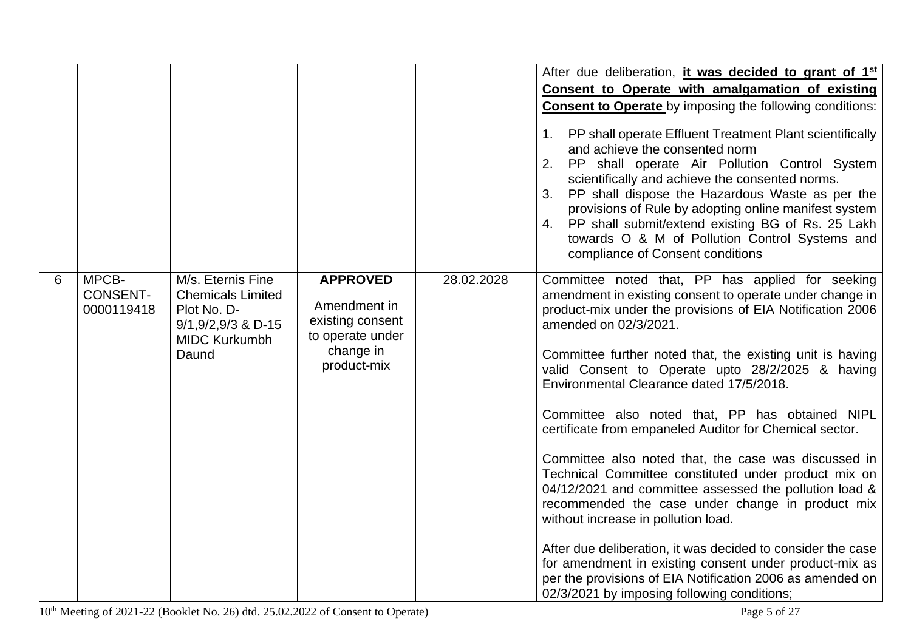| | | | | | |
|---|---|---|---|---|---|
| | | | | | After due deliberation, **it was decided to grant of 1st Consent to Operate with amalgamation of existing Consent to Operate** by imposing the following conditions:<br><br>1. PP shall operate Effluent Treatment Plant scientifically and achieve the consented norm<br>2. PP shall operate Air Pollution Control System scientifically and achieve the consented norms.<br>3. PP shall dispose the Hazardous Waste as per the provisions of Rule by adopting online manifest system<br>4. PP shall submit/extend existing BG of Rs. 25 Lakh towards O & M of Pollution Control Systems and compliance of Consent conditions |
| 6 | MPCB-CONSENT-0000119418 | M/s. Eternis Fine Chemicals Limited Plot No. D-9/1,9/2,9/3 & D-15 MIDC Kurkumbh Daund | **APPROVED**<br><br>Amendment in existing consent to operate under change in product-mix | 28.02.2028 | Committee noted that, PP has applied for seeking amendment in existing consent to operate under change in product-mix under the provisions of EIA Notification 2006 amended on 02/3/2021.<br><br>Committee further noted that, the existing unit is having valid Consent to Operate upto 28/2/2025 & having Environmental Clearance dated 17/5/2018.<br><br>Committee also noted that, PP has obtained NIPL certificate from empaneled Auditor for Chemical sector.<br><br>Committee also noted that, the case was discussed in Technical Committee constituted under product mix on 04/12/2021 and committee assessed the pollution load & recommended the case under change in product mix without increase in pollution load.<br><br>After due deliberation, it was decided to consider the case for amendment in existing consent under product-mix as per the provisions of EIA Notification 2006 as amended on 02/3/2021 by imposing following conditions; |

10th Meeting of 2021-22 (Booklet No. 26) dtd. 25.02.2022 of Consent to Operate)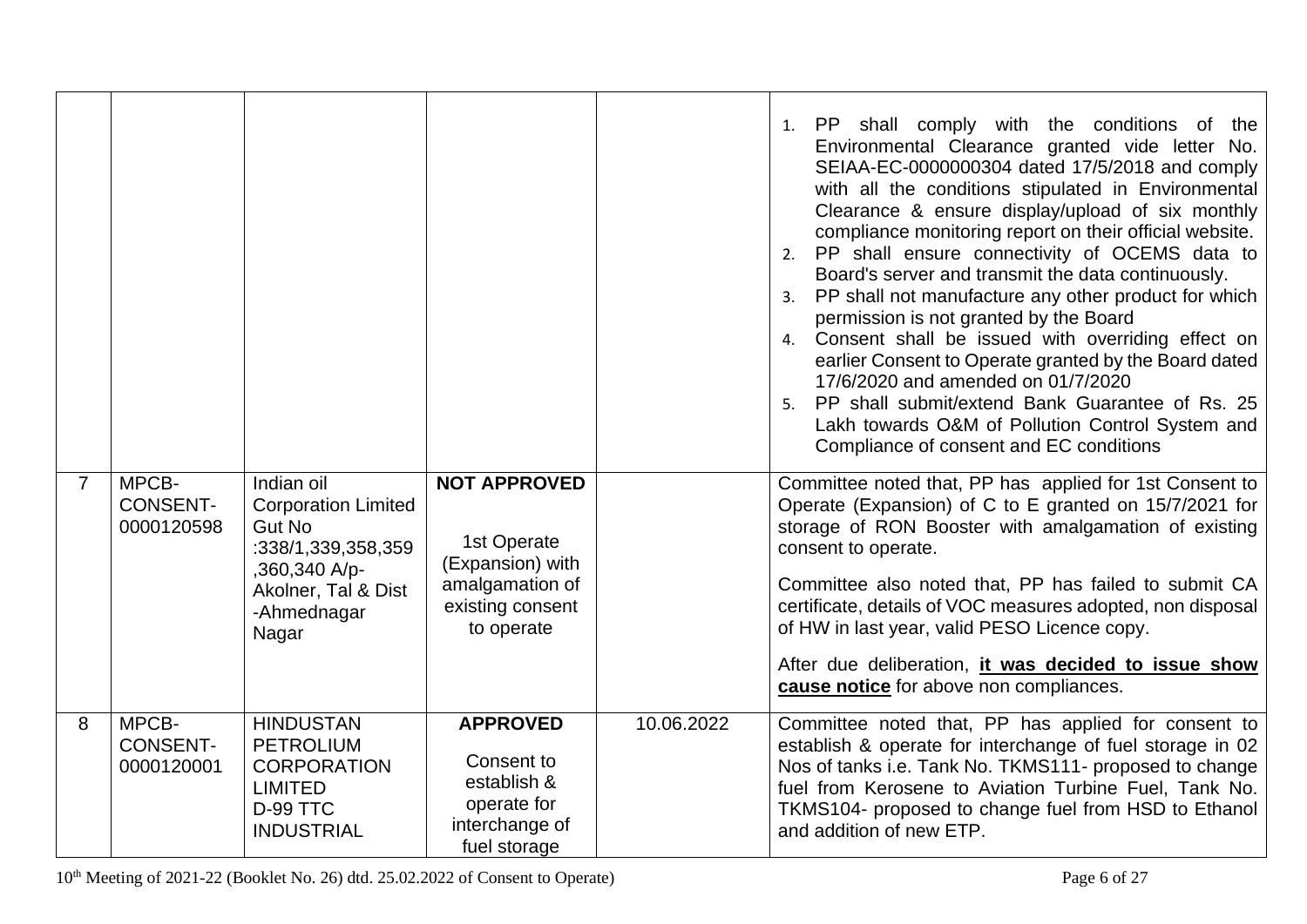| | | | | | |
|---|---|---|---|---|---|
| | | | | | 1. PP shall comply with the conditions of the Environmental Clearance granted vide letter No. SEIAA-EC-0000000304 dated 17/5/2018 and comply with all the conditions stipulated in Environmental Clearance & ensure display/upload of six monthly compliance monitoring report on their official website.<br>2. PP shall ensure connectivity of OCEMS data to Board's server and transmit the data continuously.<br>3. PP shall not manufacture any other product for which permission is not granted by the Board<br>4. Consent shall be issued with overriding effect on earlier Consent to Operate granted by the Board dated 17/6/2020 and amended on 01/7/2020<br>5. PP shall submit/extend Bank Guarantee of Rs. 25 Lakh towards O&M of Pollution Control System and Compliance of consent and EC conditions |
| 7 | MPCB-CONSENT-0000120598 | Indian oil Corporation Limited Gut No :338/1,339,358,359 ,360,340 A/p-Akolner, Tal & Dist -Ahmednagar Nagar | **NOT APPROVED**<br><br>1st Operate (Expansion) with amalgamation of existing consent to operate | | Committee noted that, PP has applied for 1st Consent to Operate (Expansion) of C to E granted on 15/7/2021 for storage of RON Booster with amalgamation of existing consent to operate.<br><br>Committee also noted that, PP has failed to submit CA certificate, details of VOC measures adopted, non disposal of HW in last year, valid PESO Licence copy.<br><br>After due deliberation, **it was decided to issue show cause notice** for above non compliances. |
| 8 | MPCB-CONSENT-0000120001 | HINDUSTAN PETROLIUM CORPORATION LIMITED D-99 TTC INDUSTRIAL | **APPROVED**<br><br>Consent to establish & operate for interchange of fuel storage | 10.06.2022 | Committee noted that, PP has applied for consent to establish & operate for interchange of fuel storage in 02 Nos of tanks i.e. Tank No. TKMS111- proposed to change fuel from Kerosene to Aviation Turbine Fuel, Tank No. TKMS104- proposed to change fuel from HSD to Ethanol and addition of new ETP. |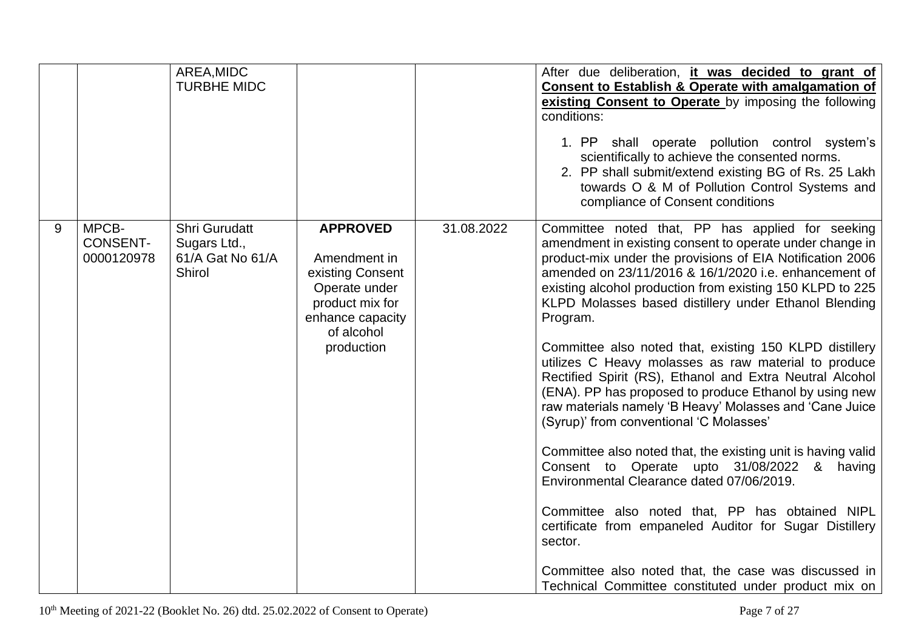| | | | | | |
|---|---|---|---|---|---|
| | | AREA,MIDC TURBHE MIDC | | | After due deliberation, **it was decided to grant of Consent to Establish & Operate with amalgamation of existing Consent to Operate** by imposing the following conditions:<br>1. PP shall operate pollution control system's scientifically to achieve the consented norms.<br>2. PP shall submit/extend existing BG of Rs. 25 Lakh towards O & M of Pollution Control Systems and compliance of Consent conditions |
| 9 | MPCB-CONSENT-0000120978 | Shri Gurudatt Sugars Ltd., 61/A Gat No 61/A Shirol | **APPROVED**<br><br>Amendment in existing Consent Operate under product mix for enhance capacity of alcohol production | 31.08.2022 | Committee noted that, PP has applied for seeking amendment in existing consent to operate under change in product-mix under the provisions of EIA Notification 2006 amended on 23/11/2016 & 16/1/2020 i.e. enhancement of existing alcohol production from existing 150 KLPD to 225 KLPD Molasses based distillery under Ethanol Blending Program.<br><br>Committee also noted that, existing 150 KLPD distillery utilizes C Heavy molasses as raw material to produce Rectified Spirit (RS), Ethanol and Extra Neutral Alcohol (ENA). PP has proposed to produce Ethanol by using new raw materials namely 'B Heavy' Molasses and 'Cane Juice (Syrup)' from conventional 'C Molasses'<br><br>Committee also noted that, the existing unit is having valid Consent to Operate upto 31/08/2022 & having Environmental Clearance dated 07/06/2019.<br><br>Committee also noted that, PP has obtained NIPL certificate from empaneled Auditor for Sugar Distillery sector.<br><br>Committee also noted that, the case was discussed in Technical Committee constituted under product mix on |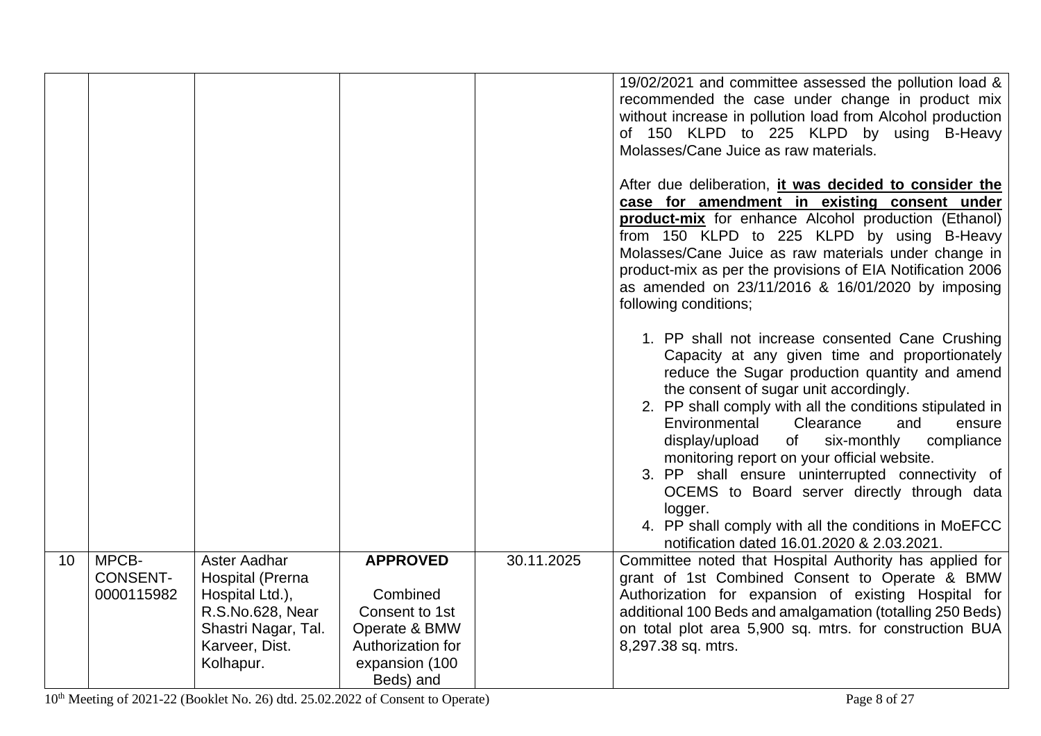| | | | | | |
|---|---|---|---|---|---|
| | | | | | 19/02/2021 and committee assessed the pollution load & recommended the case under change in product mix without increase in pollution load from Alcohol production of 150 KLPD to 225 KLPD by using B-Heavy Molasses/Cane Juice as raw materials.<br><br>After due deliberation, **it was decided to consider the case for amendment in existing consent under product-mix** for enhance Alcohol production (Ethanol) from 150 KLPD to 225 KLPD by using B-Heavy Molasses/Cane Juice as raw materials under change in product-mix as per the provisions of EIA Notification 2006 as amended on 23/11/2016 & 16/01/2020 by imposing following conditions;<br><br>1. PP shall not increase consented Cane Crushing Capacity at any given time and proportionately reduce the Sugar production quantity and amend the consent of sugar unit accordingly.<br>2. PP shall comply with all the conditions stipulated in Environmental Clearance and ensure display/upload of six-monthly compliance monitoring report on your official website.<br>3. PP shall ensure uninterrupted connectivity of OCEMS to Board server directly through data logger.<br>4. PP shall comply with all the conditions in MoEFCC notification dated 16.01.2020 & 2.03.2021. |
| 10 | MPCB-CONSENT-0000115982 | Aster Aadhar Hospital (Prerna Hospital Ltd.), R.S.No.628, Near Shastri Nagar, Tal. Karveer, Dist. Kolhapur. | **APPROVED**<br><br>Combined Consent to 1st Operate & BMW Authorization for expansion (100 Beds) and | 30.11.2025 | Committee noted that Hospital Authority has applied for grant of 1st Combined Consent to Operate & BMW Authorization for expansion of existing Hospital for additional 100 Beds and amalgamation (totalling 250 Beds) on total plot area 5,900 sq. mtrs. for construction BUA 8,297.38 sq. mtrs. |

10th Meeting of 2021-22 (Booklet No. 26) dtd. 25.02.2022 of Consent to Operate)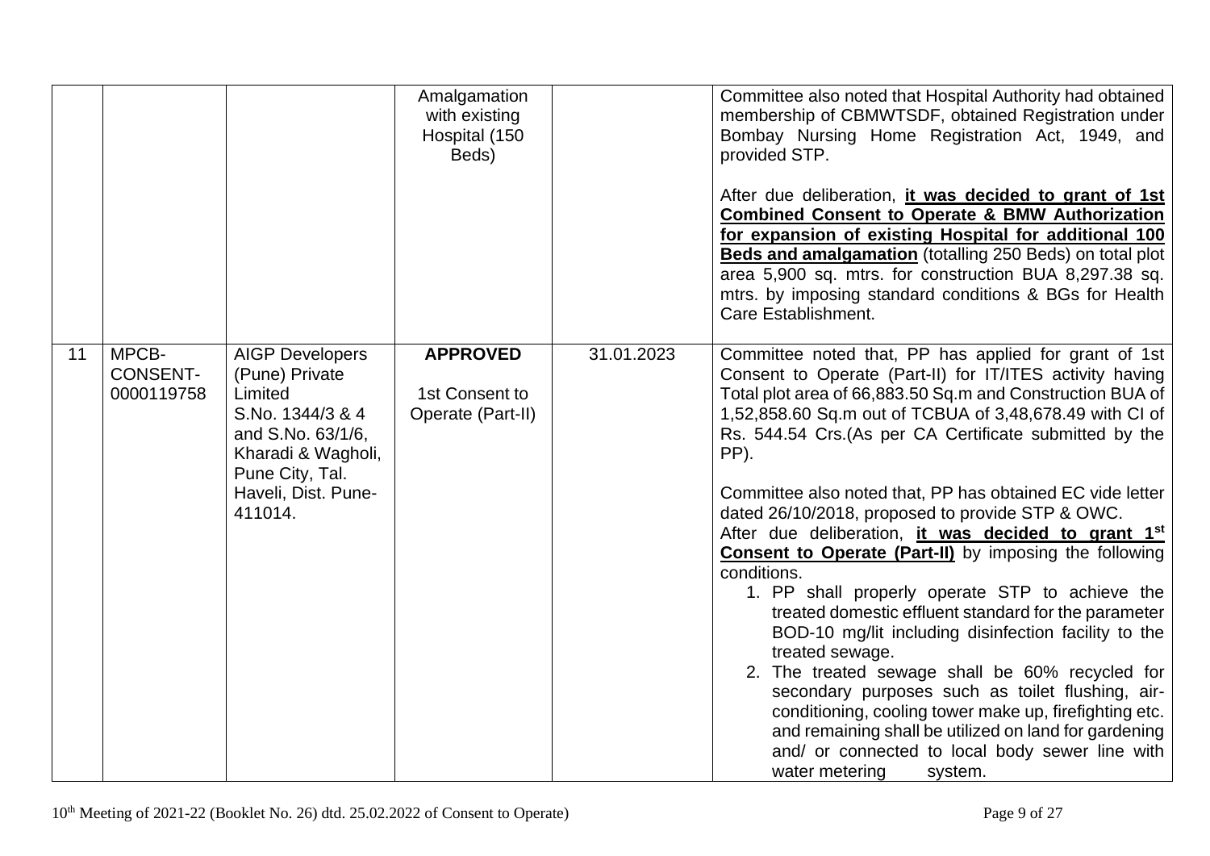| | | | | | |
|---|---|---|---|---|---|
| | | | Amalgamation with existing Hospital (150 Beds) | | Committee also noted that Hospital Authority had obtained membership of CBMWTSDF, obtained Registration under Bombay Nursing Home Registration Act, 1949, and provided STP.<br><br>After due deliberation, **it was decided to grant of 1st Combined Consent to Operate & BMW Authorization for expansion of existing Hospital for additional 100 Beds and amalgamation** (totalling 250 Beds) on total plot area 5,900 sq. mtrs. for construction BUA 8,297.38 sq. mtrs. by imposing standard conditions & BGs for Health Care Establishment. |
| 11 | MPCB-CONSENT-0000119758 | AIGP Developers (Pune) Private Limited S.No. 1344/3 & 4 and S.No. 63/1/6, Kharadi & Wagholi, Pune City, Tal. Haveli, Dist. Pune-411014. | **APPROVED**<br><br>1st Consent to Operate (Part-II) | 31.01.2023 | Committee noted that, PP has applied for grant of 1st Consent to Operate (Part-II) for IT/ITES activity having Total plot area of 66,883.50 Sq.m and Construction BUA of 1,52,858.60 Sq.m out of TCBUA of 3,48,678.49 with CI of Rs. 544.54 Crs.(As per CA Certificate submitted by the PP).<br><br>Committee also noted that, PP has obtained EC vide letter dated 26/10/2018, proposed to provide STP & OWC.<br>After due deliberation, **it was decided to grant 1st Consent to Operate (Part-II)** by imposing the following conditions.<br>1. PP shall properly operate STP to achieve the treated domestic effluent standard for the parameter BOD-10 mg/lit including disinfection facility to the treated sewage.<br>2. The treated sewage shall be 60% recycled for secondary purposes such as toilet flushing, air-conditioning, cooling tower make up, firefighting etc. and remaining shall be utilized on land for gardening and/ or connected to local body sewer line with water metering system. |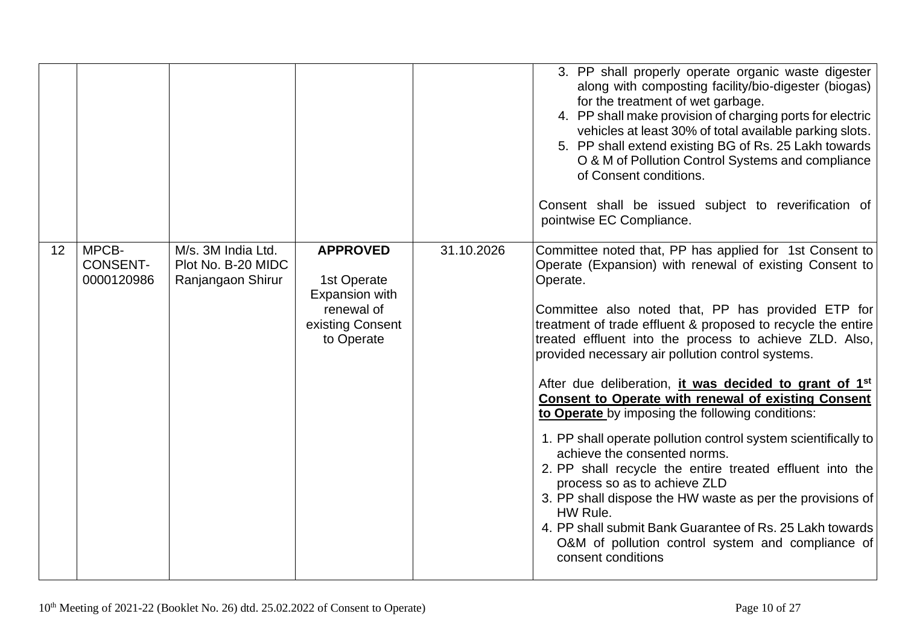| | | | | | |
|---|---|---|---|---|---|
| | | | | | 3. PP shall properly operate organic waste digester along with composting facility/bio-digester (biogas) for the treatment of wet garbage.<br>4. PP shall make provision of charging ports for electric vehicles at least 30% of total available parking slots.<br>5. PP shall extend existing BG of Rs. 25 Lakh towards O & M of Pollution Control Systems and compliance of Consent conditions.<br><br>Consent shall be issued subject to reverification of pointwise EC Compliance. |
| 12 | MPCB-CONSENT-0000120986 | M/s. 3M India Ltd. Plot No. B-20 MIDC Ranjangaon Shirur | **APPROVED**<br><br>1st Operate Expansion with renewal of existing Consent to Operate | 31.10.2026 | Committee noted that, PP has applied for 1st Consent to Operate (Expansion) with renewal of existing Consent to Operate.<br><br>Committee also noted that, PP has provided ETP for treatment of trade effluent & proposed to recycle the entire treated effluent into the process to achieve ZLD. Also, provided necessary air pollution control systems.<br><br>After due deliberation, **it was decided to grant of 1st Consent to Operate with renewal of existing Consent to Operate** by imposing the following conditions:<br><br>1. PP shall operate pollution control system scientifically to achieve the consented norms.<br>2. PP shall recycle the entire treated effluent into the process so as to achieve ZLD<br>3. PP shall dispose the HW waste as per the provisions of HW Rule.<br>4. PP shall submit Bank Guarantee of Rs. 25 Lakh towards O&M of pollution control system and compliance of consent conditions |

10th Meeting of 2021-22 (Booklet No. 26) dtd. 25.02.2022 of Consent to Operate)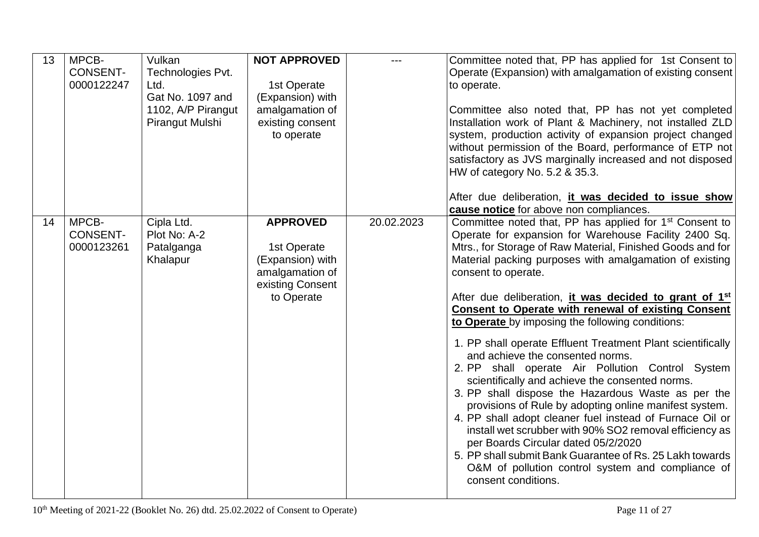| 13 | MPCB-CONSENT-0000122247 | Vulkan Technologies Pvt. Ltd.<br>Gat No. 1097 and 1102, A/P Pirangut Pirangut Mulshi | **NOT APPROVED**<br><br>1st Operate (Expansion) with amalgamation of existing consent to operate | --- | Committee noted that, PP has applied for 1st Consent to Operate (Expansion) with amalgamation of existing consent to operate.<br><br>Committee also noted that, PP has not yet completed Installation work of Plant & Machinery, not installed ZLD system, production activity of expansion project changed without permission of the Board, performance of ETP not satisfactory as JVS marginally increased and not disposed HW of category No. 5.2 & 35.3.<br><br>After due deliberation, **it was decided to issue show cause notice** for above non compliances. |
|---|---|---|---|---|---|
| 14 | MPCB-CONSENT-0000123261 | Cipla Ltd.<br>Plot No: A-2 Patalganga Khalapur | **APPROVED**<br><br>1st Operate (Expansion) with amalgamation of existing Consent to Operate | 20.02.2023 | Committee noted that, PP has applied for 1st Consent to Operate for expansion for Warehouse Facility 2400 Sq. Mtrs., for Storage of Raw Material, Finished Goods and for Material packing purposes with amalgamation of existing consent to operate.<br><br>After due deliberation, **it was decided to grant of 1st Consent to Operate with renewal of existing Consent to Operate** by imposing the following conditions:<br><br>1. PP shall operate Effluent Treatment Plant scientifically and achieve the consented norms.<br>2. PP shall operate Air Pollution Control System scientifically and achieve the consented norms.<br>3. PP shall dispose the Hazardous Waste as per the provisions of Rule by adopting online manifest system.<br>4. PP shall adopt cleaner fuel instead of Furnace Oil or install wet scrubber with 90% SO2 removal efficiency as per Boards Circular dated 05/2/2020<br>5. PP shall submit Bank Guarantee of Rs. 25 Lakh towards O&M of pollution control system and compliance of consent conditions. |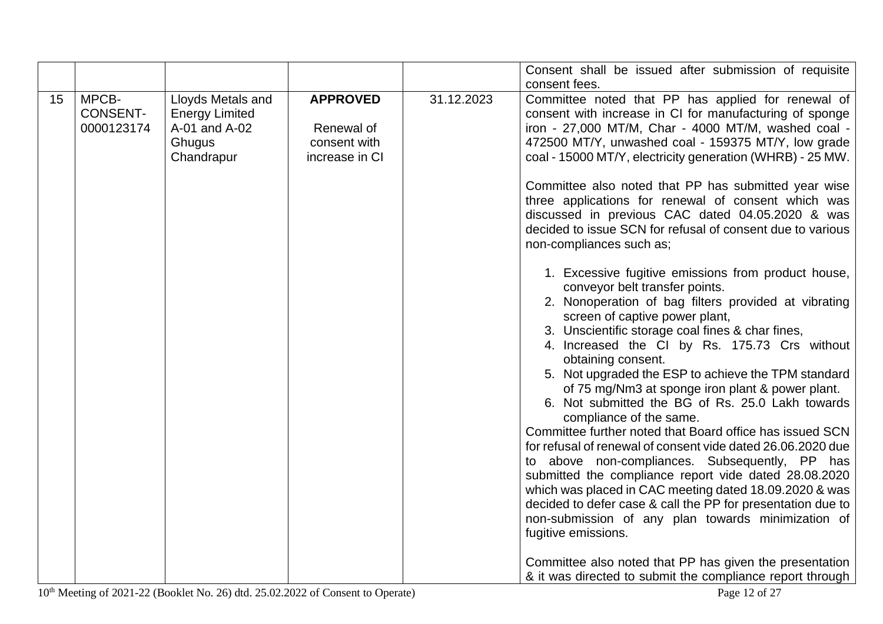| | | | | | |
|---|---|---|---|---|---|
| | | | | | Consent shall be issued after submission of requisite consent fees. |
| 15 | MPCB-CONSENT-0000123174 | Lloyds Metals and Energy Limited A-01 and A-02 Ghugus Chandrapur | **APPROVED**<br><br>Renewal of consent with increase in CI | 31.12.2023 | Committee noted that PP has applied for renewal of consent with increase in CI for manufacturing of sponge iron - 27,000 MT/M, Char - 4000 MT/M, washed coal - 472500 MT/Y, unwashed coal - 159375 MT/Y, low grade coal - 15000 MT/Y, electricity generation (WHRB) - 25 MW.<br><br>Committee also noted that PP has submitted year wise three applications for renewal of consent which was discussed in previous CAC dated 04.05.2020 & was decided to issue SCN for refusal of consent due to various non-compliances such as;<br><br>1. Excessive fugitive emissions from product house, conveyor belt transfer points.<br>2. Nonoperation of bag filters provided at vibrating screen of captive power plant,<br>3. Unscientific storage coal fines & char fines,<br>4. Increased the CI by Rs. 175.73 Crs without obtaining consent.<br>5. Not upgraded the ESP to achieve the TPM standard of 75 mg/Nm3 at sponge iron plant & power plant.<br>6. Not submitted the BG of Rs. 25.0 Lakh towards compliance of the same.<br><br>Committee further noted that Board office has issued SCN for refusal of renewal of consent vide dated 26.06.2020 due to above non-compliances. Subsequently, PP has submitted the compliance report vide dated 28.08.2020 which was placed in CAC meeting dated 18.09.2020 & was decided to defer case & call the PP for presentation due to non-submission of any plan towards minimization of fugitive emissions.<br><br>Committee also noted that PP has given the presentation & it was directed to submit the compliance report through |

10th Meeting of 2021-22 (Booklet No. 26) dtd. 25.02.2022 of Consent to Operate)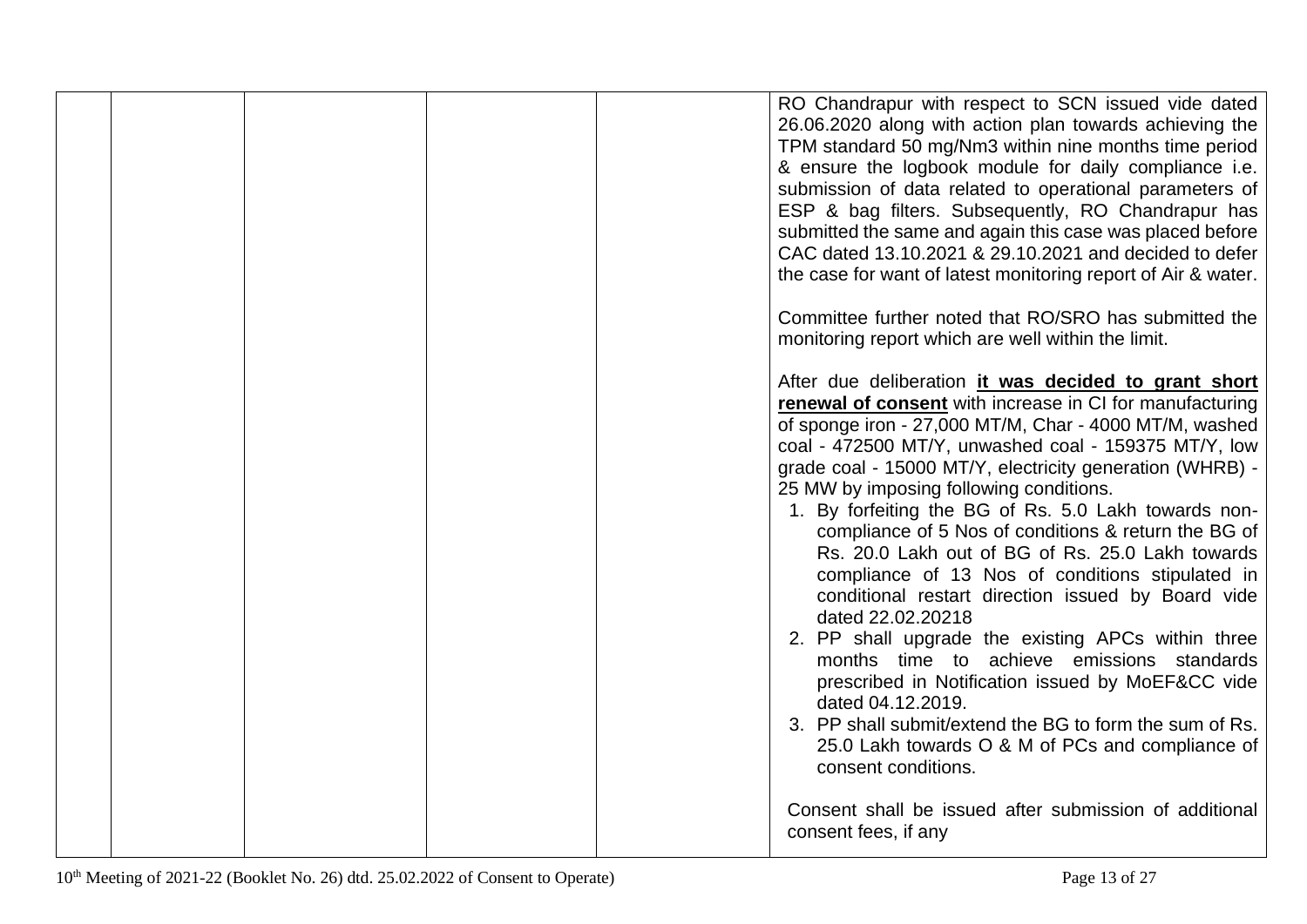|  |  |  |  |  |  |
|---|---|---|---|---|---|
|  |  |  |  |  | RO Chandrapur with respect to SCN issued vide dated 26.06.2020 along with action plan towards achieving the TPM standard 50 mg/Nm3 within nine months time period & ensure the logbook module for daily compliance i.e. submission of data related to operational parameters of ESP & bag filters. Subsequently, RO Chandrapur has submitted the same and again this case was placed before CAC dated 13.10.2021 & 29.10.2021 and decided to defer the case for want of latest monitoring report of Air & water.<br><br>Committee further noted that RO/SRO has submitted the monitoring report which are well within the limit.<br><br>After due deliberation **it was decided to grant short renewal of consent** with increase in CI for manufacturing of sponge iron - 27,000 MT/M, Char - 4000 MT/M, washed coal - 472500 MT/Y, unwashed coal - 159375 MT/Y, low grade coal - 15000 MT/Y, electricity generation (WHRB) - 25 MW by imposing following conditions.<br>1. By forfeiting the BG of Rs. 5.0 Lakh towards non-compliance of 5 Nos of conditions & return the BG of Rs. 20.0 Lakh out of BG of Rs. 25.0 Lakh towards compliance of 13 Nos of conditions stipulated in conditional restart direction issued by Board vide dated 22.02.20218<br>2. PP shall upgrade the existing APCs within three months time to achieve emissions standards prescribed in Notification issued by MoEF&CC vide dated 04.12.2019.<br>3. PP shall submit/extend the BG to form the sum of Rs. 25.0 Lakh towards O & M of PCs and compliance of consent conditions.<br><br>Consent shall be issued after submission of additional consent fees, if any |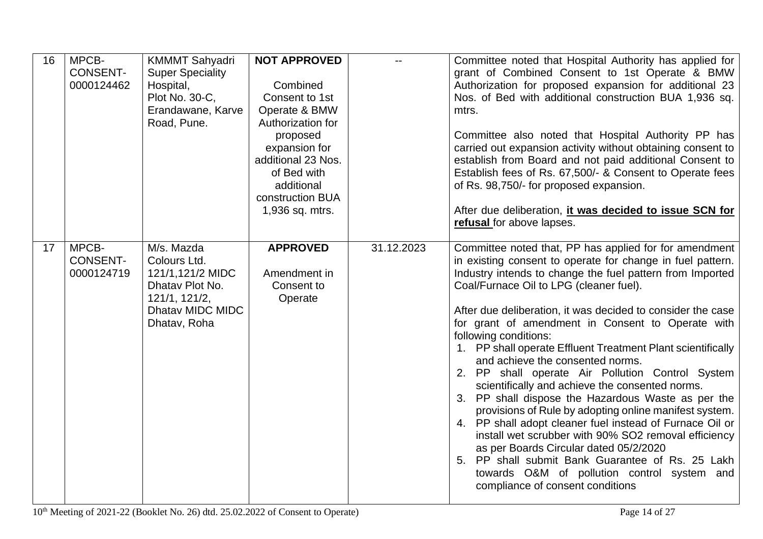| 16 | MPCB-CONSENT-0000124462 | KMMMT Sahyadri Super Speciality Hospital, Plot No. 30-C, Erandawane, Karve Road, Pune. | **NOT APPROVED**<br><br>Combined Consent to 1st Operate & BMW Authorization for proposed expansion for additional 23 Nos. of Bed with additional construction BUA 1,936 sq. mtrs. | -- | Committee noted that Hospital Authority has applied for grant of Combined Consent to 1st Operate & BMW Authorization for proposed expansion for additional 23 Nos. of Bed with additional construction BUA 1,936 sq. mtrs.<br><br>Committee also noted that Hospital Authority PP has carried out expansion activity without obtaining consent to establish from Board and not paid additional Consent to Establish fees of Rs. 67,500/- & Consent to Operate fees of Rs. 98,750/- for proposed expansion.<br><br>After due deliberation, **it was decided to issue SCN for refusal** for above lapses. |
|---|---|---|---|---|---|
| 17 | MPCB-CONSENT-0000124719 | M/s. Mazda Colours Ltd. 121/1,121/2 MIDC Dhatav Plot No. 121/1, 121/2, Dhatav MIDC MIDC Dhatav, Roha | **APPROVED**<br><br>Amendment in Consent to Operate | 31.12.2023 | Committee noted that, PP has applied for for amendment in existing consent to operate for change in fuel pattern. Industry intends to change the fuel pattern from Imported Coal/Furnace Oil to LPG (cleaner fuel).<br><br>After due deliberation, it was decided to consider the case for grant of amendment in Consent to Operate with following conditions:<br>1. PP shall operate Effluent Treatment Plant scientifically and achieve the consented norms.<br>2. PP shall operate Air Pollution Control System scientifically and achieve the consented norms.<br>3. PP shall dispose the Hazardous Waste as per the provisions of Rule by adopting online manifest system.<br>4. PP shall adopt cleaner fuel instead of Furnace Oil or install wet scrubber with 90% $SO_2$ removal efficiency as per Boards Circular dated 05/2/2020<br>5. PP shall submit Bank Guarantee of Rs. 25 Lakh towards O&M of pollution control system and compliance of consent conditions |

10th Meeting of 2021-22 (Booklet No. 26) dtd. 25.02.2022 of Consent to Operate)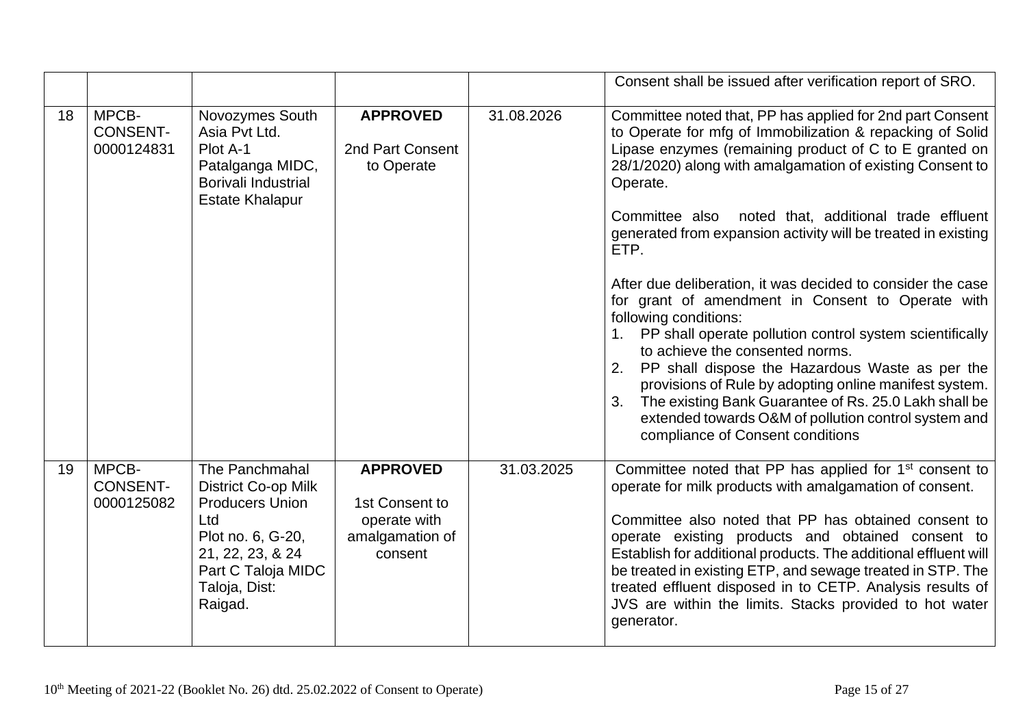| | | | | | Consent shall be issued after verification report of SRO. |
|---|---|---|---|---|---|
| 18 | MPCB-CONSENT-0000124831 | Novozymes South Asia Pvt Ltd. Plot A-1 Patalganga MIDC, Borivali Industrial Estate Khalapur | **APPROVED** 2nd Part Consent to Operate | 31.08.2026 | Committee noted that, PP has applied for 2nd part Consent to Operate for mfg of Immobilization & repacking of Solid Lipase enzymes (remaining product of C to E granted on 28/1/2020) along with amalgamation of existing Consent to Operate.<br><br>Committee also noted that, additional trade effluent generated from expansion activity will be treated in existing ETP.<br><br>After due deliberation, it was decided to consider the case for grant of amendment in Consent to Operate with following conditions:<br>1. PP shall operate pollution control system scientifically to achieve the consented norms.<br>2. PP shall dispose the Hazardous Waste as per the provisions of Rule by adopting online manifest system.<br>3. The existing Bank Guarantee of Rs. 25.0 Lakh shall be extended towards O&M of pollution control system and compliance of Consent conditions |
| 19 | MPCB-CONSENT-0000125082 | The Panchmahal District Co-op Milk Producers Union Ltd Plot no. 6, G-20, 21, 22, 23, & 24 Part C Taloja MIDC Taloja, Dist: Raigad. | **APPROVED** 1st Consent to operate with amalgamation of consent | 31.03.2025 | Committee noted that PP has applied for 1st consent to operate for milk products with amalgamation of consent.<br><br>Committee also noted that PP has obtained consent to operate existing products and obtained consent to Establish for additional products. The additional effluent will be treated in existing ETP, and sewage treated in STP. The treated effluent disposed in to CETP. Analysis results of JVS are within the limits. Stacks provided to hot water generator. |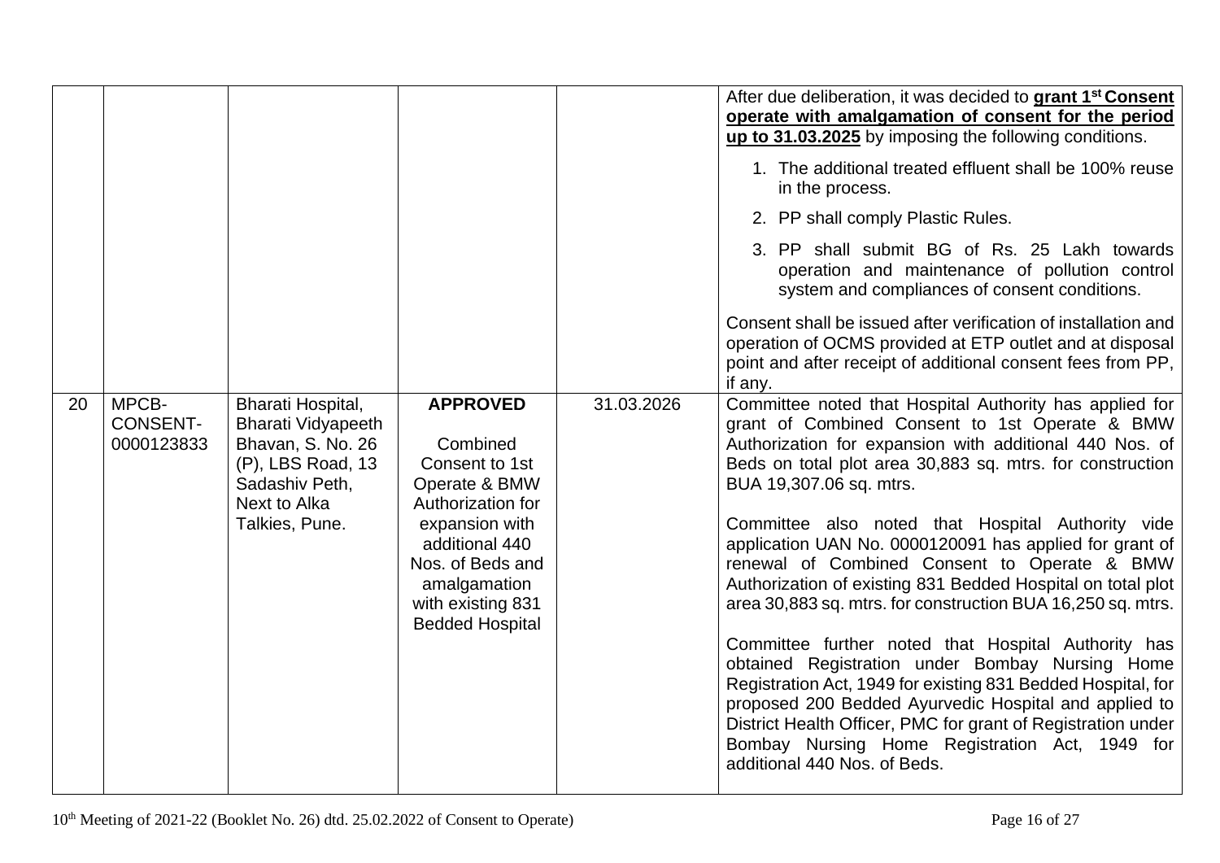| | | | | | |
|---|---|---|---|---|---|
| | | | | | After due deliberation, it was decided to **grant 1st Consent operate with amalgamation of consent for the period up to 31.03.2025** by imposing the following conditions.<br><br>1. The additional treated effluent shall be 100% reuse in the process.<br>2. PP shall comply Plastic Rules.<br>3. PP shall submit BG of Rs. 25 Lakh towards operation and maintenance of pollution control system and compliances of consent conditions.<br><br>Consent shall be issued after verification of installation and operation of OCMS provided at ETP outlet and at disposal point and after receipt of additional consent fees from PP, if any. |
| 20 | MPCB-CONSENT-0000123833 | Bharati Hospital, Bharati Vidyapeeth Bhavan, S. No. 26 (P), LBS Road, 13 Sadashiv Peth, Next to Alka Talkies, Pune. | **APPROVED**<br><br>Combined Consent to 1st Operate & BMW Authorization for expansion with additional 440 Nos. of Beds and amalgamation with existing 831 Bedded Hospital | 31.03.2026 | Committee noted that Hospital Authority has applied for grant of Combined Consent to 1st Operate & BMW Authorization for expansion with additional 440 Nos. of Beds on total plot area 30,883 sq. mtrs. for construction BUA 19,307.06 sq. mtrs.<br><br>Committee also noted that Hospital Authority vide application UAN No. 0000120091 has applied for grant of renewal of Combined Consent to Operate & BMW Authorization of existing 831 Bedded Hospital on total plot area 30,883 sq. mtrs. for construction BUA 16,250 sq. mtrs.<br><br>Committee further noted that Hospital Authority has obtained Registration under Bombay Nursing Home Registration Act, 1949 for existing 831 Bedded Hospital, for proposed 200 Bedded Ayurvedic Hospital and applied to District Health Officer, PMC for grant of Registration under Bombay Nursing Home Registration Act, 1949 for additional 440 Nos. of Beds. |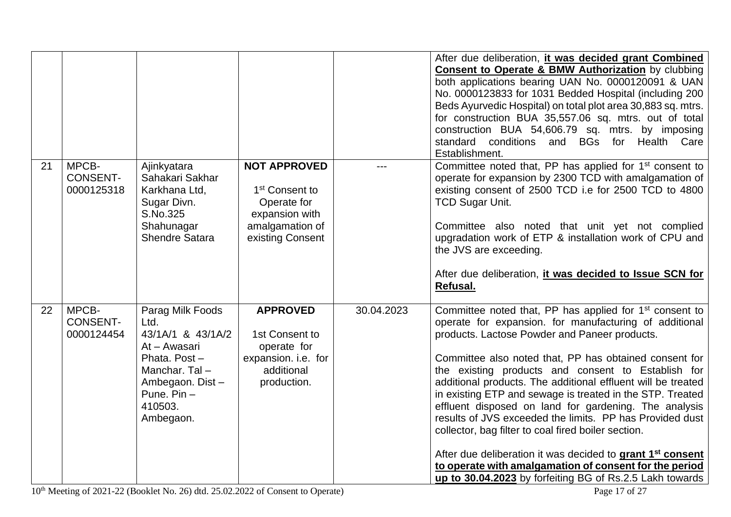| | | | | | |
|---|---|---|---|---|---|
| | | | | | After due deliberation, **it was decided grant Combined Consent to Operate & BMW Authorization** by clubbing both applications bearing UAN No. 0000120091 & UAN No. 0000123833 for 1031 Bedded Hospital (including 200 Beds Ayurvedic Hospital) on total plot area 30,883 sq. mtrs. for construction BUA 35,557.06 sq. mtrs. out of total construction BUA 54,606.79 sq. mtrs. by imposing standard conditions and BGs for Health Care Establishment. |
| 21 | MPCB-CONSENT-0000125318 | Ajinkyatara Sahakari Sakhar Karkhana Ltd, Sugar Divn. S.No.325 Shahunagar Shendre Satara | **NOT APPROVED** 1st Consent to Operate for expansion with amalgamation of existing Consent | --- | Committee noted that, PP has applied for 1st consent to operate for expansion by 2300 TCD with amalgamation of existing consent of 2500 TCD i.e for 2500 TCD to 4800 TCD Sugar Unit. Committee also noted that unit yet not complied upgradation work of ETP & installation work of CPU and the JVS are exceeding. After due deliberation, **it was decided to Issue SCN for Refusal.** |
| 22 | MPCB-CONSENT-0000124454 | Parag Milk Foods Ltd. 43/1A/1 & 43/1A/2 At – Awasari Phata. Post – Manchar. Tal – Ambegaon. Dist – Pune. Pin – 410503. Ambegaon. | **APPROVED** 1st Consent to operate for expansion. i.e. for additional production. | 30.04.2023 | Committee noted that, PP has applied for 1st consent to operate for expansion. for manufacturing of additional products. Lactose Powder and Paneer products. Committee also noted that, PP has obtained consent for the existing products and consent to Establish for additional products. The additional effluent will be treated in existing ETP and sewage is treated in the STP. Treated effluent disposed on land for gardening. The analysis results of JVS exceeded the limits. PP has Provided dust collector, bag filter to coal fired boiler section. After due deliberation it was decided to **grant 1st consent to operate with amalgamation of consent for the period up to 30.04.2023** by forfeiting BG of Rs.2.5 Lakh towards |

10th Meeting of 2021-22 (Booklet No. 26) dtd. 25.02.2022 of Consent to Operate)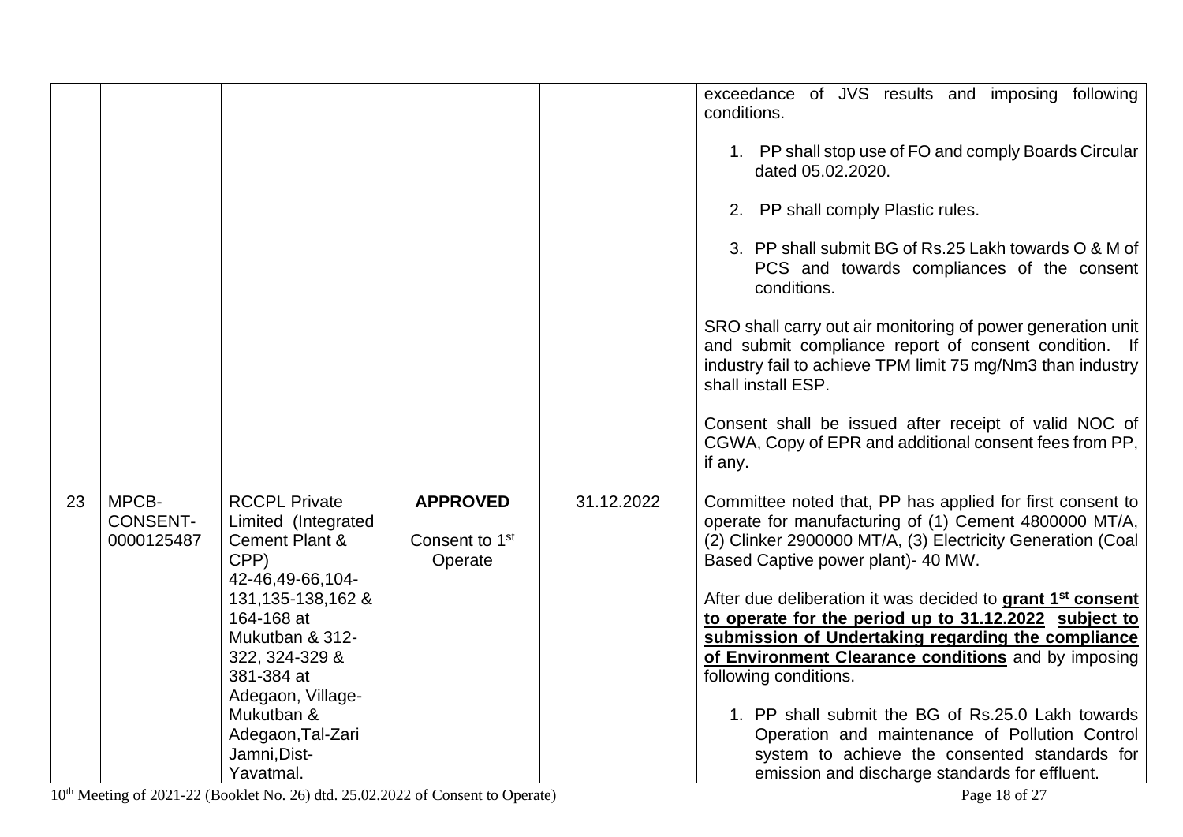| | | | | | |
|---|---|---|---|---|---|
| | | | | | exceedance of JVS results and imposing following conditions.<br><br>1. PP shall stop use of FO and comply Boards Circular dated 05.02.2020.<br>2. PP shall comply Plastic rules.<br>3. PP shall submit BG of Rs.25 Lakh towards O & M of PCS and towards compliances of the consent conditions.<br><br>SRO shall carry out air monitoring of power generation unit and submit compliance report of consent condition. If industry fail to achieve TPM limit 75 mg/Nm3 than industry shall install ESP.<br><br>Consent shall be issued after receipt of valid NOC of CGWA, Copy of EPR and additional consent fees from PP, if any. |
| 23 | MPCB-CONSENT-0000125487 | RCCPL Private Limited (Integrated Cement Plant & CPP) 42-46,49-66,104-131,135-138,162 & 164-168 at Mukutban & 312-322, 324-329 & 381-384 at Adegaon, Village-Mukutban & Adegaon,Tal-Zari Jamni,Dist-Yavatmal. | **APPROVED**<br><br>Consent to 1st Operate | 31.12.2022 | Committee noted that, PP has applied for first consent to operate for manufacturing of (1) Cement 4800000 MT/A, (2) Clinker 2900000 MT/A, (3) Electricity Generation (Coal Based Captive power plant)- 40 MW.<br><br>After due deliberation it was decided to **grant 1st consent to operate for the period up to 31.12.2022 subject to submission of Undertaking regarding the compliance of Environment Clearance conditions** and by imposing following conditions.<br><br>1. PP shall submit the BG of Rs.25.0 Lakh towards Operation and maintenance of Pollution Control system to achieve the consented standards for emission and discharge standards for effluent. |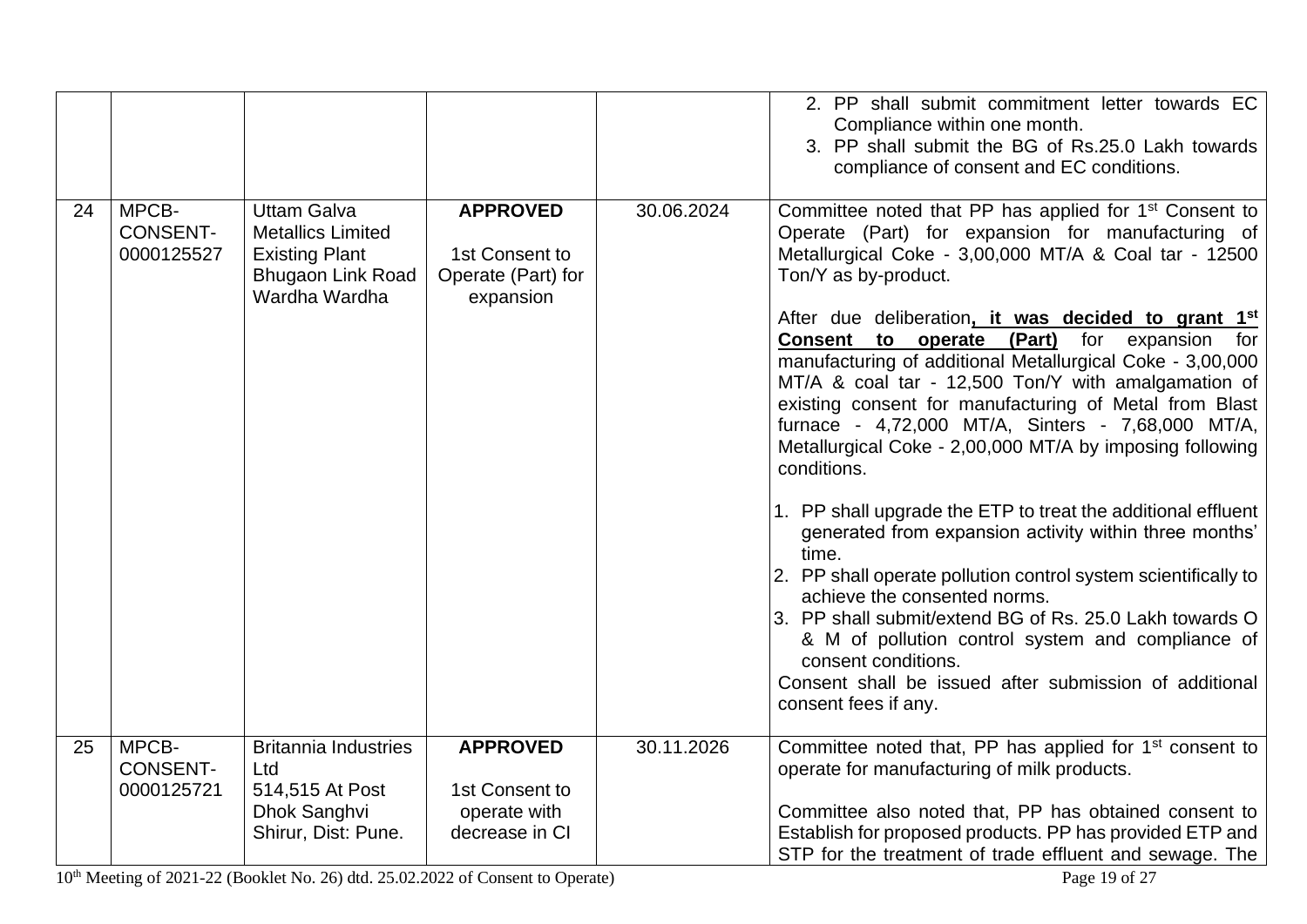| | | | | | |
|---|---|---|---|---|---|
| | | | | | 2. PP shall submit commitment letter towards EC Compliance within one month.<br>3. PP shall submit the BG of Rs.25.0 Lakh towards compliance of consent and EC conditions. |
| 24 | MPCB-CONSENT-0000125527 | Uttam Galva Metallics Limited Existing Plant Bhugaon Link Road Wardha Wardha | **APPROVED**<br><br>1st Consent to Operate (Part) for expansion | 30.06.2024 | Committee noted that PP has applied for 1st Consent to Operate (Part) for expansion for manufacturing of Metallurgical Coke - 3,00,000 MT/A & Coal tar - 12500 Ton/Y as by-product.<br><br>After due deliberation**, it was decided to grant 1st Consent to operate (Part)** for expansion for manufacturing of additional Metallurgical Coke - 3,00,000 MT/A & coal tar - 12,500 Ton/Y with amalgamation of existing consent for manufacturing of Metal from Blast furnace - 4,72,000 MT/A, Sinters - 7,68,000 MT/A, Metallurgical Coke - 2,00,000 MT/A by imposing following conditions.<br><br>1. PP shall upgrade the ETP to treat the additional effluent generated from expansion activity within three months' time.<br>2. PP shall operate pollution control system scientifically to achieve the consented norms.<br>3. PP shall submit/extend BG of Rs. 25.0 Lakh towards O & M of pollution control system and compliance of consent conditions.<br>Consent shall be issued after submission of additional consent fees if any. |
| 25 | MPCB-CONSENT-0000125721 | Britannia Industries Ltd 514,515 At Post Dhok Sanghvi Shirur, Dist: Pune. | **APPROVED**<br><br>1st Consent to operate with decrease in CI | 30.11.2026 | Committee noted that, PP has applied for 1st consent to operate for manufacturing of milk products.<br><br>Committee also noted that, PP has obtained consent to Establish for proposed products. PP has provided ETP and STP for the treatment of trade effluent and sewage. The |

10th Meeting of 2021-22 (Booklet No. 26) dtd. 25.02.2022 of Consent to Operate)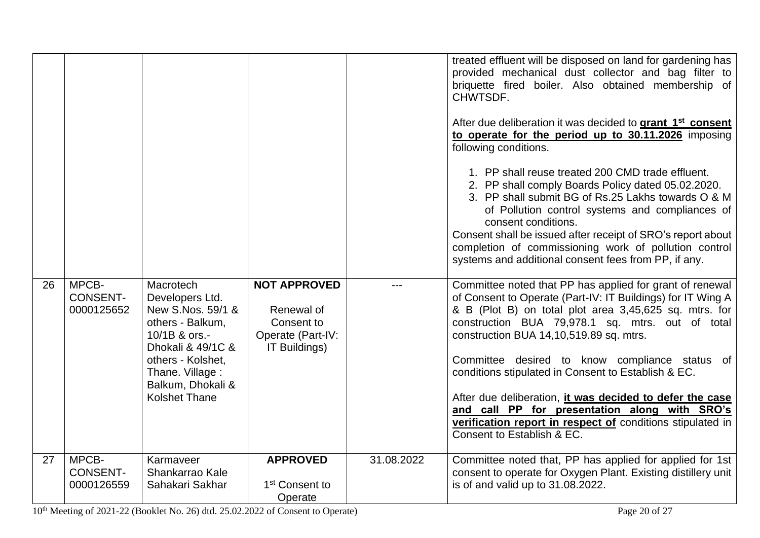| | | | | | |
|---|---|---|---|---|---|
| | | | | | treated effluent will be disposed on land for gardening has provided mechanical dust collector and bag filter to briquette fired boiler. Also obtained membership of CHWTSDF.<br><br>After due deliberation it was decided to **grant 1st consent to operate for the period up to 30.11.2026** imposing following conditions.<br><br>1. PP shall reuse treated 200 CMD trade effluent.<br>2. PP shall comply Boards Policy dated 05.02.2020.<br>3. PP shall submit BG of Rs.25 Lakhs towards O & M of Pollution control systems and compliances of consent conditions.<br><br>Consent shall be issued after receipt of SRO's report about completion of commissioning work of pollution control systems and additional consent fees from PP, if any. |
| 26 | MPCB-CONSENT-0000125652 | Macrotech Developers Ltd. New S.Nos. 59/1 & others - Balkum, 10/1B & ors.- Dhokali & 49/1C & others - Kolshet, Thane. Village : Balkum, Dhokali & Kolshet Thane | **NOT APPROVED**<br><br>Renewal of Consent to Operate (Part-IV: IT Buildings) | --- | Committee noted that PP has applied for grant of renewal of Consent to Operate (Part-IV: IT Buildings) for IT Wing A & B (Plot B) on total plot area 3,45,625 sq. mtrs. for construction BUA 79,978.1 sq. mtrs. out of total construction BUA 14,10,519.89 sq. mtrs.<br><br>Committee desired to know compliance status of conditions stipulated in Consent to Establish & EC.<br><br>After due deliberation, **it was decided to defer the case and call PP for presentation along with SRO's verification report in respect of** conditions stipulated in Consent to Establish & EC. |
| 27 | MPCB-CONSENT-0000126559 | Karmaveer Shankarrao Kale Sahakari Sakhar | **APPROVED**<br><br>1st Consent to Operate | 31.08.2022 | Committee noted that, PP has applied for applied for 1st consent to operate for Oxygen Plant. Existing distillery unit is of and valid up to 31.08.2022. |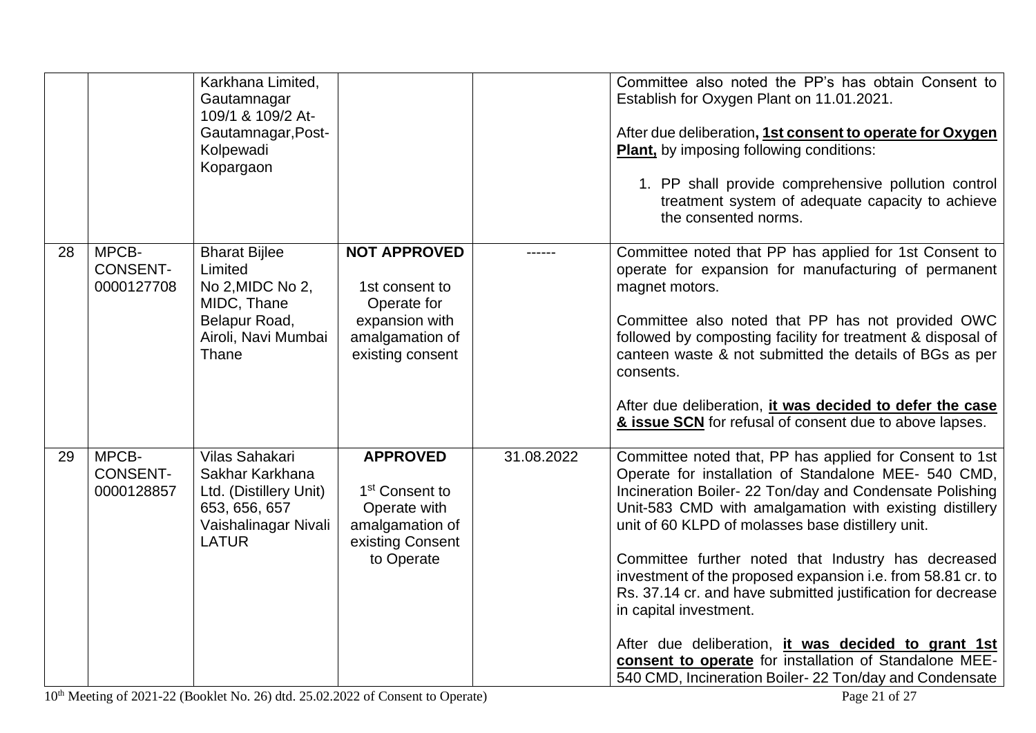| | | | | | |
|---|---|---|---|---|---|
| | | Karkhana Limited, Gautamnagar 109/1 & 109/2 At-Gautamnagar,Post-Kolpewadi Kopargaon | | | Committee also noted the PP's has obtain Consent to Establish for Oxygen Plant on 11.01.2021.<br><br>After due deliberation**, <u>1st consent to operate for Oxygen Plant,</u>** by imposing following conditions:<br><br>1. PP shall provide comprehensive pollution control treatment system of adequate capacity to achieve the consented norms. |
| 28 | MPCB-CONSENT-0000127708 | Bharat Bijlee Limited No 2,MIDC No 2, MIDC, Thane Belapur Road, Airoli, Navi Mumbai Thane | **NOT APPROVED**<br><br>1st consent to Operate for expansion with amalgamation of existing consent | ------ | Committee noted that PP has applied for 1st Consent to operate for expansion for manufacturing of permanent magnet motors.<br><br>Committee also noted that PP has not provided OWC followed by composting facility for treatment & disposal of canteen waste & not submitted the details of BGs as per consents.<br><br>After due deliberation, **<u>it was decided to defer the case & issue SCN</u>** for refusal of consent due to above lapses. |
| 29 | MPCB-CONSENT-0000128857 | Vilas Sahakari Sakhar Karkhana Ltd. (Distillery Unit) 653, 656, 657 Vaishalinagar Nivali LATUR | **APPROVED**<br><br>1st Consent to Operate with amalgamation of existing Consent to Operate | 31.08.2022 | Committee noted that, PP has applied for Consent to 1st Operate for installation of Standalone MEE- 540 CMD, Incineration Boiler- 22 Ton/day and Condensate Polishing Unit-583 CMD with amalgamation with existing distillery unit of 60 KLPD of molasses base distillery unit.<br><br>Committee further noted that Industry has decreased investment of the proposed expansion i.e. from 58.81 cr. to Rs. 37.14 cr. and have submitted justification for decrease in capital investment.<br><br>After due deliberation, **<u>it was decided to grant 1st consent to operate</u>** for installation of Standalone MEE-540 CMD, Incineration Boiler- 22 Ton/day and Condensate |

10th Meeting of 2021-22 (Booklet No. 26) dtd. 25.02.2022 of Consent to Operate)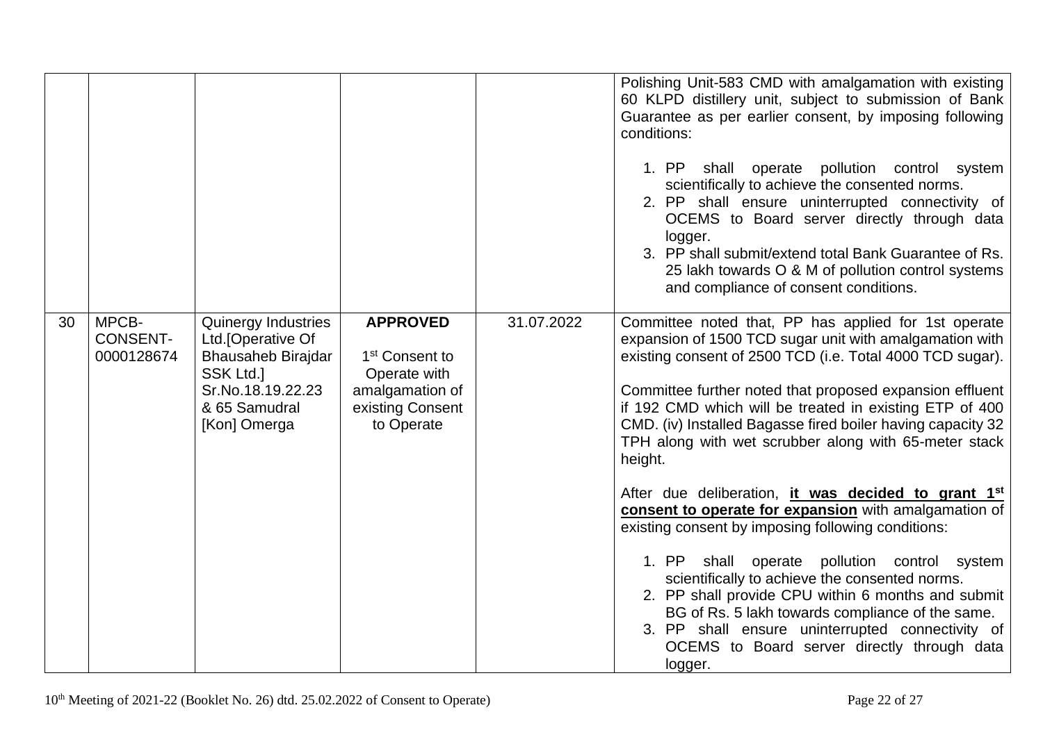| | | | | | |
|---|---|---|---|---|---|
| | | | | | Polishing Unit-583 CMD with amalgamation with existing 60 KLPD distillery unit, subject to submission of Bank Guarantee as per earlier consent, by imposing following conditions:<br><br>1. PP shall operate pollution control system scientifically to achieve the consented norms.<br>2. PP shall ensure uninterrupted connectivity of OCEMS to Board server directly through data logger.<br>3. PP shall submit/extend total Bank Guarantee of Rs. 25 lakh towards O & M of pollution control systems and compliance of consent conditions. |
| 30 | MPCB-CONSENT-0000128674 | Quinergy Industries Ltd.[Operative Of Bhausaheb Birajdar SSK Ltd.] Sr.No.18.19.22.23 & 65 Samudral [Kon] Omerga | **APPROVED**<br><br>1st Consent to Operate with amalgamation of existing Consent to Operate | 31.07.2022 | Committee noted that, PP has applied for 1st operate expansion of 1500 TCD sugar unit with amalgamation with existing consent of 2500 TCD (i.e. Total 4000 TCD sugar).<br><br>Committee further noted that proposed expansion effluent if 192 CMD which will be treated in existing ETP of 400 CMD. (iv) Installed Bagasse fired boiler having capacity 32 TPH along with wet scrubber along with 65-meter stack height.<br><br>After due deliberation, **it was decided to grant 1st consent to operate for expansion** with amalgamation of existing consent by imposing following conditions:<br><br>1. PP shall operate pollution control system scientifically to achieve the consented norms.<br>2. PP shall provide CPU within 6 months and submit BG of Rs. 5 lakh towards compliance of the same.<br>3. PP shall ensure uninterrupted connectivity of OCEMS to Board server directly through data logger. |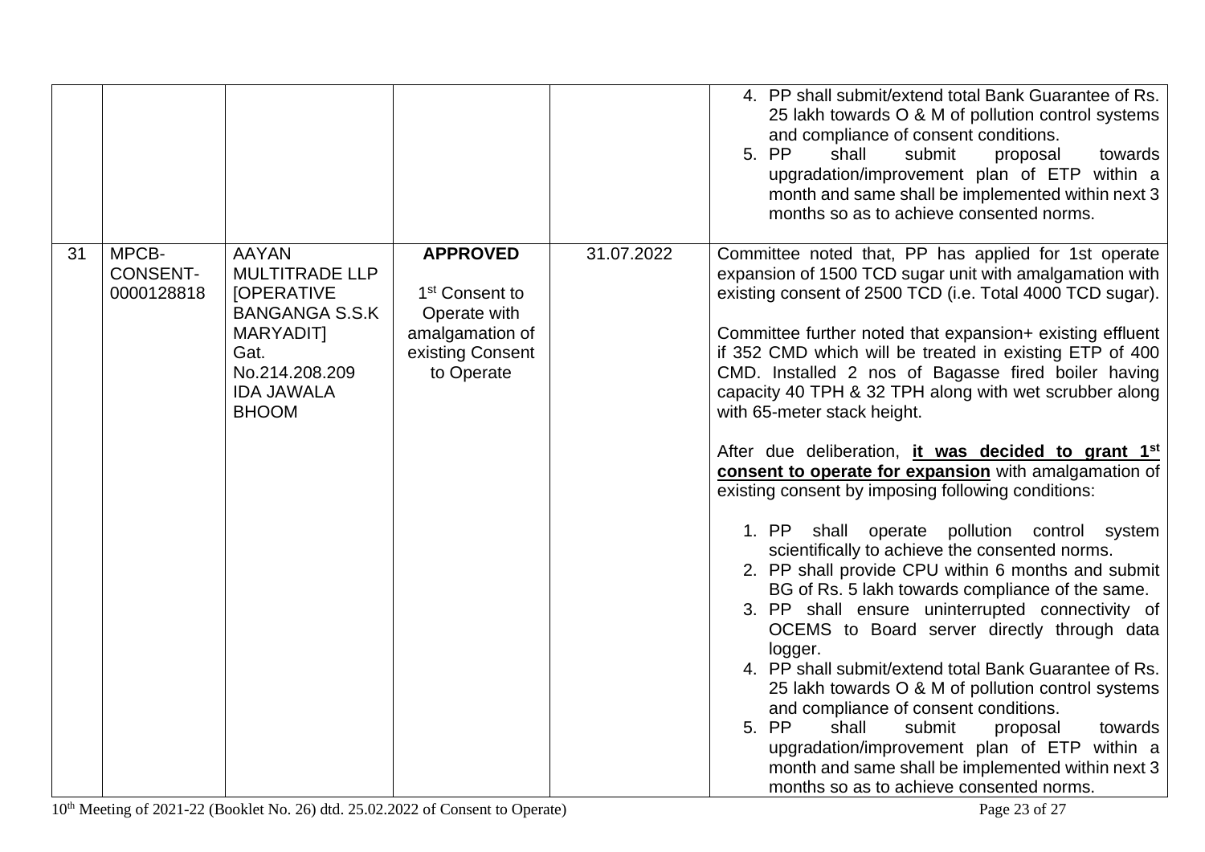| | | | | | 4. PP shall submit/extend total Bank Guarantee of Rs. 25 lakh towards O & M of pollution control systems and compliance of consent conditions.<br>5. PP shall submit proposal towards upgradation/improvement plan of ETP within a month and same shall be implemented within next 3 months so as to achieve consented norms. |
|---|---|---|---|---|---|
| 31 | MPCB-CONSENT-0000128818 | AAYAN MULTITRADE LLP [OPERATIVE BANGANGA S.S.K MARYADIT] Gat. No.214.208.209 IDA JAWALA BHOOM | **APPROVED**<br><br>1st Consent to Operate with amalgamation of existing Consent to Operate | 31.07.2022 | Committee noted that, PP has applied for 1st operate expansion of 1500 TCD sugar unit with amalgamation with existing consent of 2500 TCD (i.e. Total 4000 TCD sugar).<br><br>Committee further noted that expansion+ existing effluent if 352 CMD which will be treated in existing ETP of 400 CMD. Installed 2 nos of Bagasse fired boiler having capacity 40 TPH & 32 TPH along with wet scrubber along with 65-meter stack height.<br><br>After due deliberation, **it was decided to grant 1st consent to operate for expansion** with amalgamation of existing consent by imposing following conditions:<br><br>1. PP shall operate pollution control system scientifically to achieve the consented norms.<br>2. PP shall provide CPU within 6 months and submit BG of Rs. 5 lakh towards compliance of the same.<br>3. PP shall ensure uninterrupted connectivity of OCEMS to Board server directly through data logger.<br>4. PP shall submit/extend total Bank Guarantee of Rs. 25 lakh towards O & M of pollution control systems and compliance of consent conditions.<br>5. PP shall submit proposal towards upgradation/improvement plan of ETP within a month and same shall be implemented within next 3 months so as to achieve consented norms. |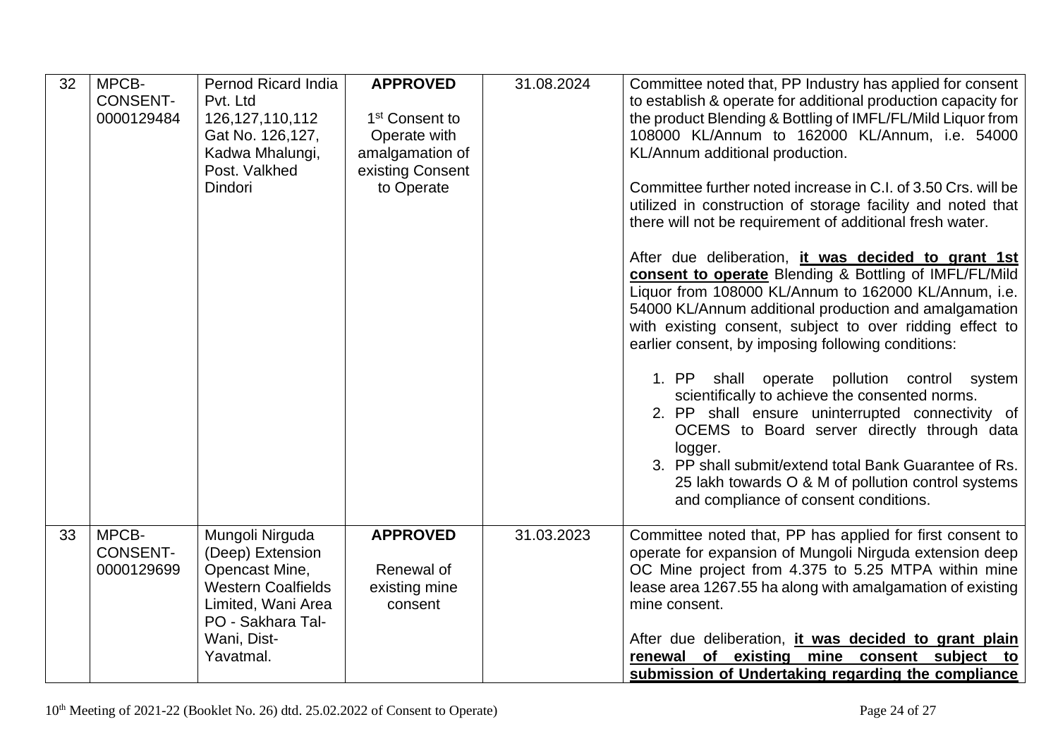| 32 | MPCB-CONSENT-0000129484 | Pernod Ricard India Pvt. Ltd 126,127,110,112 Gat No. 126,127, Kadwa Mhalungi, Post. Valkhed Dindori | **APPROVED**<br><br>1st Consent to Operate with amalgamation of existing Consent to Operate | 31.08.2024 | Committee noted that, PP Industry has applied for consent to establish & operate for additional production capacity for the product Blending & Bottling of IMFL/FL/Mild Liquor from 108000 KL/Annum to 162000 KL/Annum, i.e. 54000 KL/Annum additional production.<br><br>Committee further noted increase in C.I. of 3.50 Crs. will be utilized in construction of storage facility and noted that there will not be requirement of additional fresh water.<br><br>After due deliberation, **it was decided to grant 1st consent to operate** Blending & Bottling of IMFL/FL/Mild Liquor from 108000 KL/Annum to 162000 KL/Annum, i.e. 54000 KL/Annum additional production and amalgamation with existing consent, subject to over ridding effect to earlier consent, by imposing following conditions:<br><br>1. PP shall operate pollution control system scientifically to achieve the consented norms.<br>2. PP shall ensure uninterrupted connectivity of OCEMS to Board server directly through data logger.<br>3. PP shall submit/extend total Bank Guarantee of Rs. 25 lakh towards O & M of pollution control systems and compliance of consent conditions. |
|---|---|---|---|---|---|
| 33 | MPCB-CONSENT-0000129699 | Mungoli Nirguda (Deep) Extension Opencast Mine, Western Coalfields Limited, Wani Area PO - Sakhara Tal-Wani, Dist-Yavatmal. | **APPROVED**<br><br>Renewal of existing mine consent | 31.03.2023 | Committee noted that, PP has applied for first consent to operate for expansion of Mungoli Nirguda extension deep OC Mine project from 4.375 to 5.25 MTPA within mine lease area 1267.55 ha along with amalgamation of existing mine consent.<br><br>After due deliberation, **it was decided to grant plain renewal of existing mine consent subject to submission of Undertaking regarding the compliance** |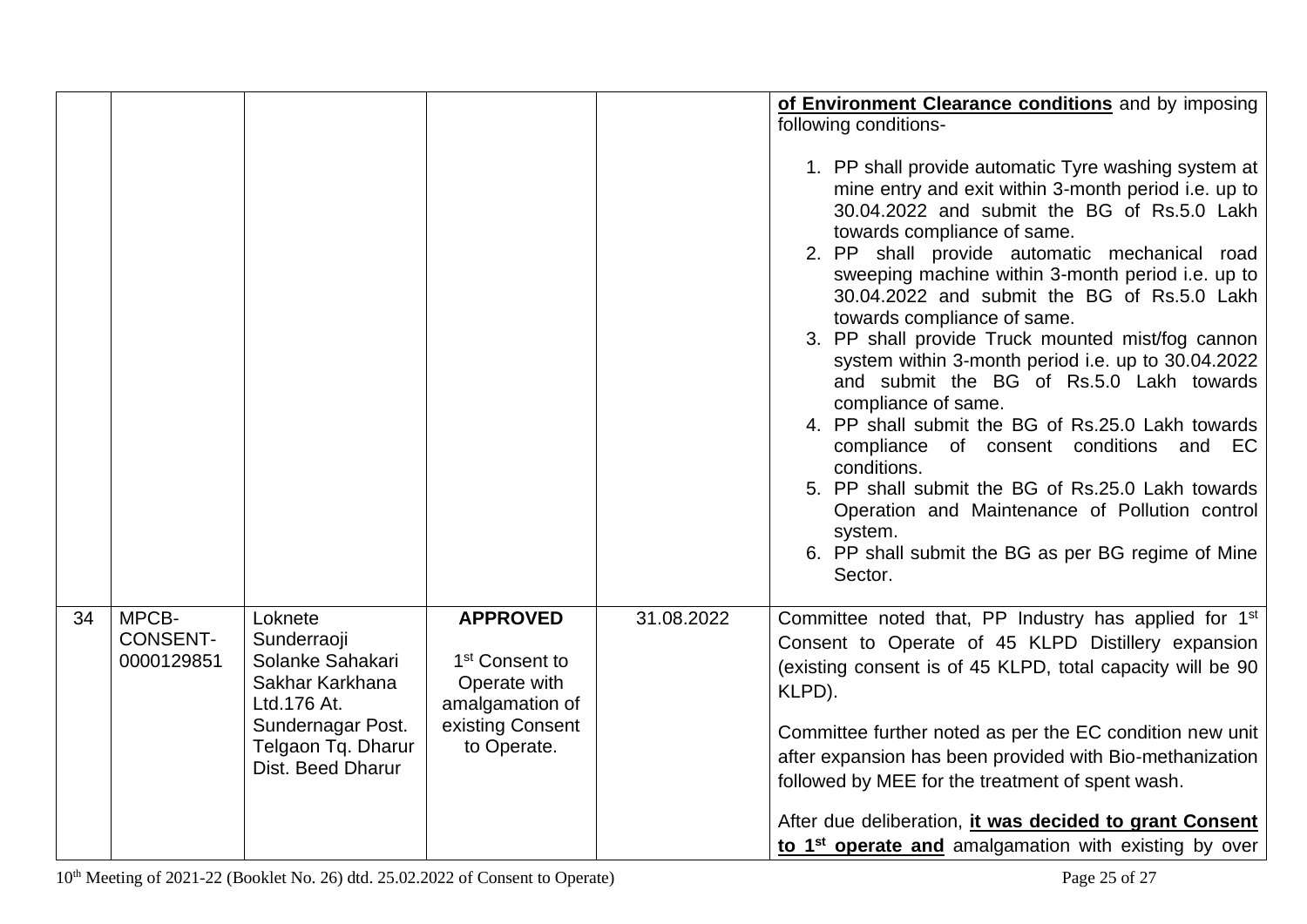| | | | | | |
|---|---|---|---|---|---|
| | | | | | **of Environment Clearance conditions** and by imposing following conditions-<br><br>1. PP shall provide automatic Tyre washing system at mine entry and exit within 3-month period i.e. up to 30.04.2022 and submit the BG of Rs.5.0 Lakh towards compliance of same.<br>2. PP shall provide automatic mechanical road sweeping machine within 3-month period i.e. up to 30.04.2022 and submit the BG of Rs.5.0 Lakh towards compliance of same.<br>3. PP shall provide Truck mounted mist/fog cannon system within 3-month period i.e. up to 30.04.2022 and submit the BG of Rs.5.0 Lakh towards compliance of same.<br>4. PP shall submit the BG of Rs.25.0 Lakh towards compliance of consent conditions and EC conditions.<br>5. PP shall submit the BG of Rs.25.0 Lakh towards Operation and Maintenance of Pollution control system.<br>6. PP shall submit the BG as per BG regime of Mine Sector. |
| 34 | MPCB-CONSENT-0000129851 | Loknete Sunderraoji Solanke Sahakari Sakhar Karkhana Ltd.176 At. Sundernagar Post. Telgaon Tq. Dharur Dist. Beed Dharur | **APPROVED**<br><br>1st Consent to Operate with amalgamation of existing Consent to Operate. | 31.08.2022 | Committee noted that, PP Industry has applied for 1st Consent to Operate of 45 KLPD Distillery expansion (existing consent is of 45 KLPD, total capacity will be 90 KLPD).<br><br>Committee further noted as per the EC condition new unit after expansion has been provided with Bio-methanization followed by MEE for the treatment of spent wash.<br><br>After due deliberation, **it was decided to grant Consent to 1st operate and** amalgamation with existing by over |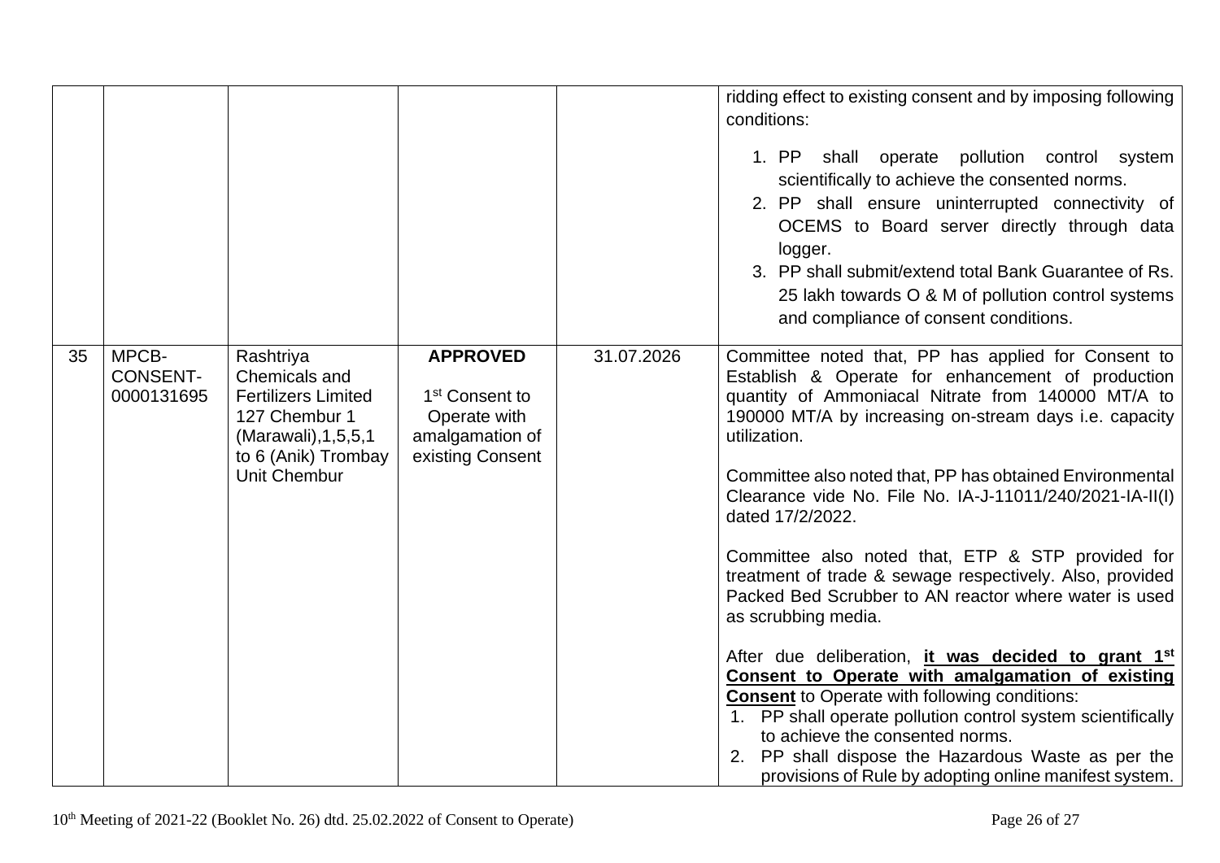| | | | | | |
|---|---|---|---|---|---|
| | | | | | ridding effect to existing consent and by imposing following conditions:<br><br>1. PP shall operate pollution control system scientifically to achieve the consented norms.<br>2. PP shall ensure uninterrupted connectivity of OCEMS to Board server directly through data logger.<br>3. PP shall submit/extend total Bank Guarantee of Rs. 25 lakh towards O & M of pollution control systems and compliance of consent conditions. |
| 35 | MPCB-CONSENT-0000131695 | Rashtriya Chemicals and Fertilizers Limited 127 Chembur 1 (Marawali),1,5,5,1 to 6 (Anik) Trombay Unit Chembur | **APPROVED**<br><br>1st Consent to Operate with amalgamation of existing Consent | 31.07.2026 | Committee noted that, PP has applied for Consent to Establish & Operate for enhancement of production quantity of Ammoniacal Nitrate from 140000 MT/A to 190000 MT/A by increasing on-stream days i.e. capacity utilization.<br><br>Committee also noted that, PP has obtained Environmental Clearance vide No. File No. IA-J-11011/240/2021-IA-II(I) dated 17/2/2022.<br><br>Committee also noted that, ETP & STP provided for treatment of trade & sewage respectively. Also, provided Packed Bed Scrubber to AN reactor where water is used as scrubbing media.<br><br>After due deliberation, **it was decided to grant 1st Consent to Operate with amalgamation of existing Consent** to Operate with following conditions:<br>1. PP shall operate pollution control system scientifically to achieve the consented norms.<br>2. PP shall dispose the Hazardous Waste as per the provisions of Rule by adopting online manifest system. |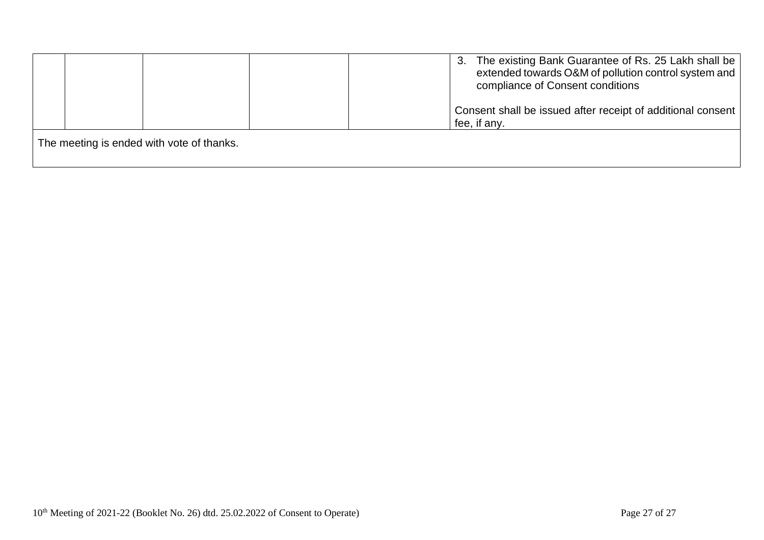| | | | | | |
|---|---|---|---|---|---|
| | | | | | 3. The existing Bank Guarantee of Rs. 25 Lakh shall be extended towards O&M of pollution control system and compliance of Consent conditions<br><br>Consent shall be issued after receipt of additional consent fee, if any. |

The meeting is ended with vote of thanks.